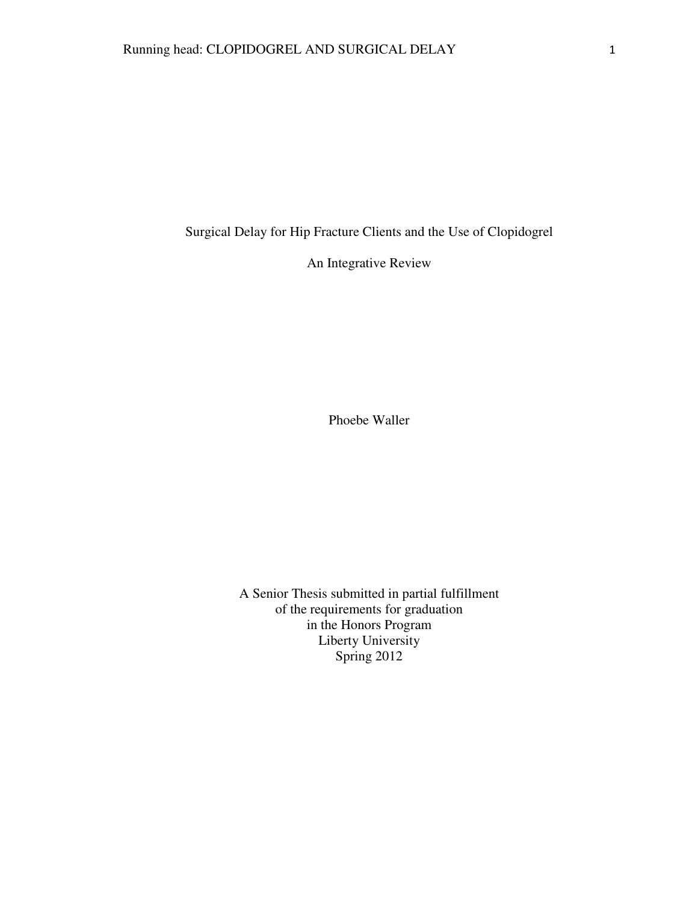# Surgical Delay for Hip Fracture Clients and the Use of Clopidogrel

An Integrative Review

Phoebe Waller

A Senior Thesis submitted in partial fulfillment
of the requirements for graduation
in the Honors Program
Liberty University
Spring 2012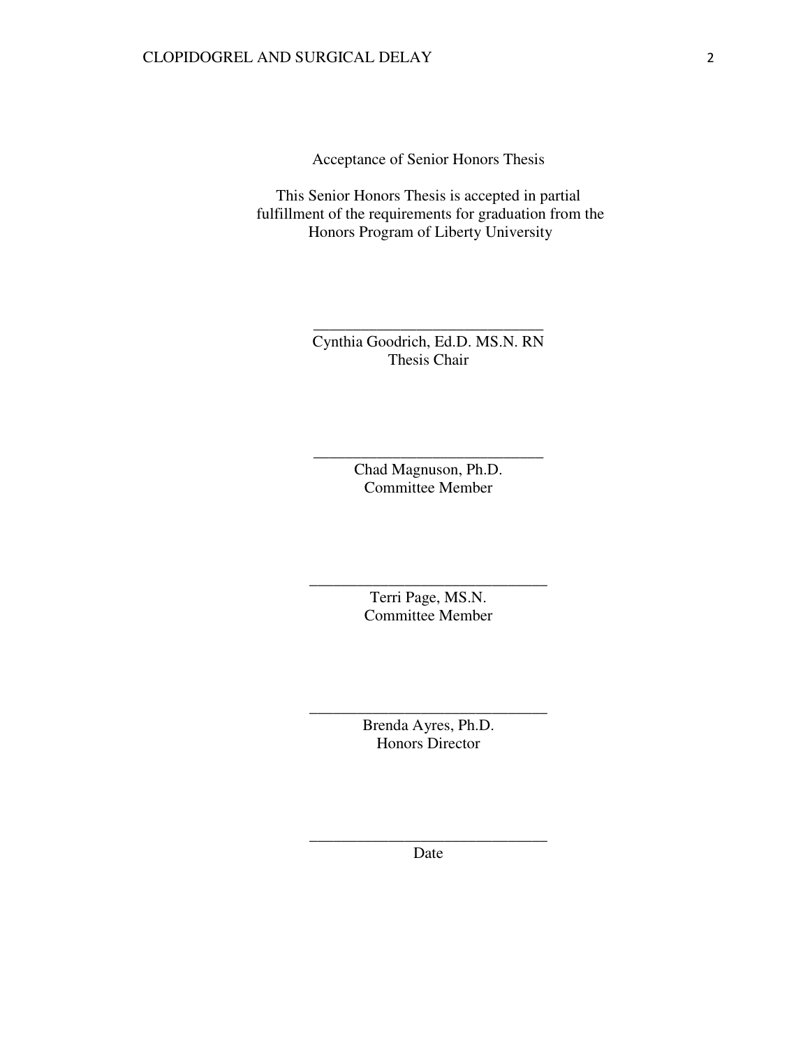Acceptance of Senior Honors Thesis

This Senior Honors Thesis is accepted in partial fulfillment of the requirements for graduation from the Honors Program of Liberty University

______________________________
Cynthia Goodrich, Ed.D. MS.N. RN
Thesis Chair

______________________________
Chad Magnuson, Ph.D.
Committee Member

______________________________
Terri Page, MS.N.
Committee Member

______________________________
Brenda Ayres, Ph.D.
Honors Director

______________________________
Date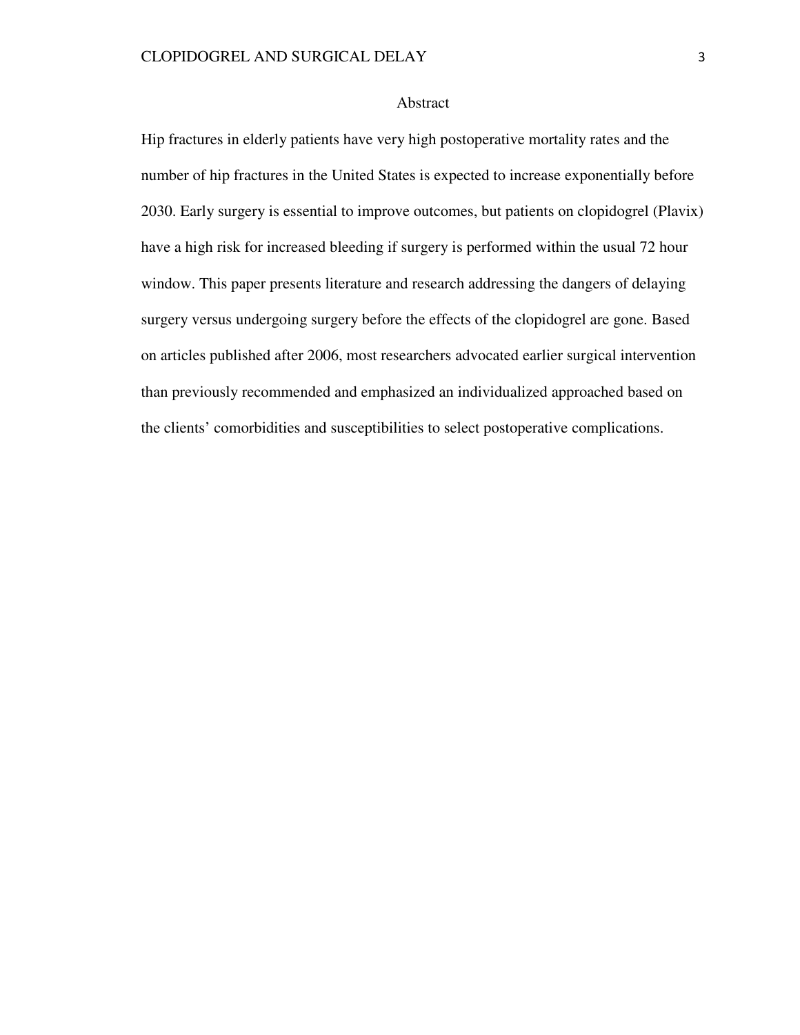# Abstract

Hip fractures in elderly patients have very high postoperative mortality rates and the number of hip fractures in the United States is expected to increase exponentially before 2030. Early surgery is essential to improve outcomes, but patients on clopidogrel (Plavix) have a high risk for increased bleeding if surgery is performed within the usual 72 hour window. This paper presents literature and research addressing the dangers of delaying surgery versus undergoing surgery before the effects of the clopidogrel are gone. Based on articles published after 2006, most researchers advocated earlier surgical intervention than previously recommended and emphasized an individualized approached based on the clients' comorbidities and susceptibilities to select postoperative complications.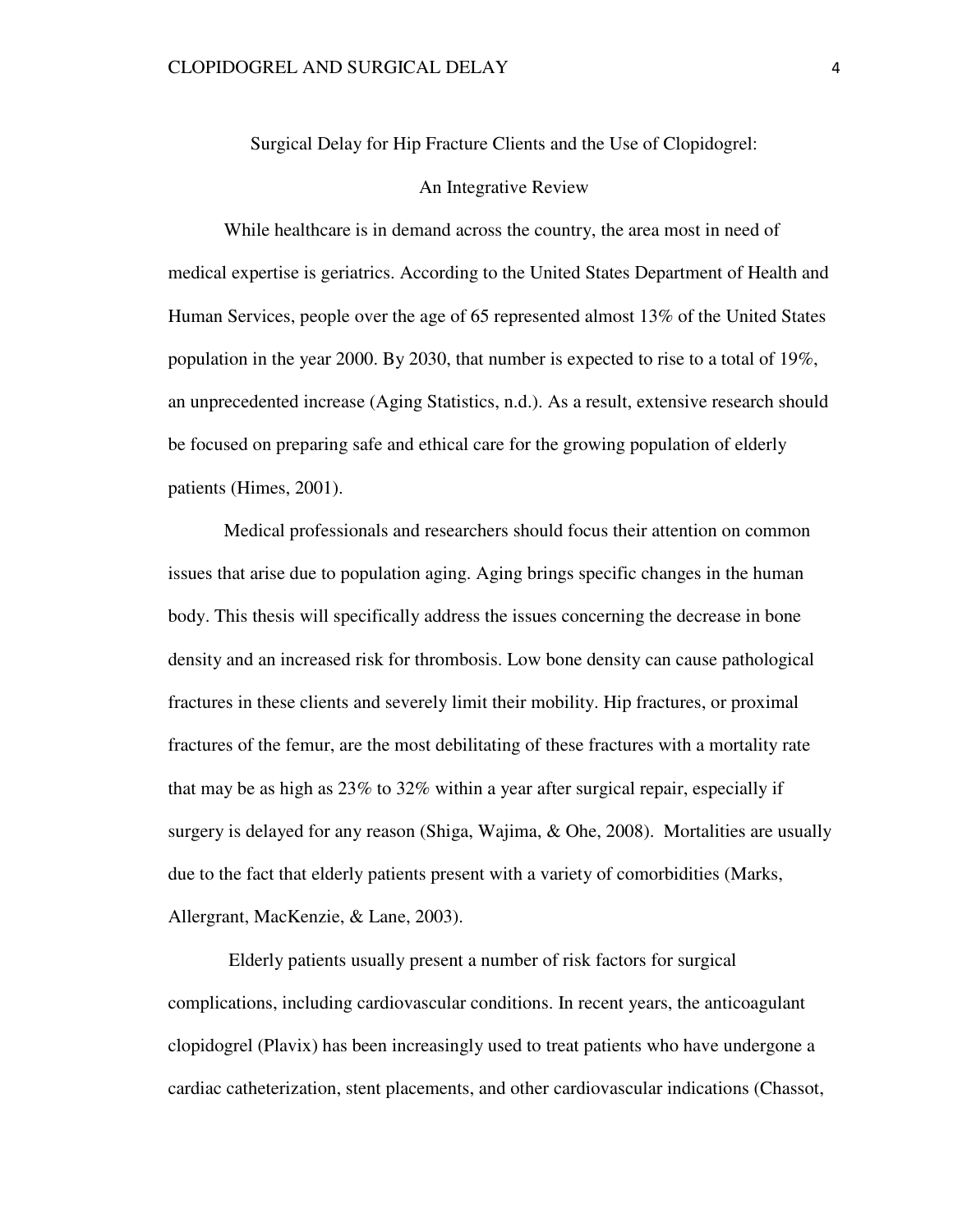# Surgical Delay for Hip Fracture Clients and the Use of Clopidogrel: An Integrative Review

While healthcare is in demand across the country, the area most in need of medical expertise is geriatrics. According to the United States Department of Health and Human Services, people over the age of 65 represented almost 13% of the United States population in the year 2000. By 2030, that number is expected to rise to a total of 19%, an unprecedented increase (Aging Statistics, n.d.). As a result, extensive research should be focused on preparing safe and ethical care for the growing population of elderly patients (Himes, 2001).

Medical professionals and researchers should focus their attention on common issues that arise due to population aging. Aging brings specific changes in the human body. This thesis will specifically address the issues concerning the decrease in bone density and an increased risk for thrombosis. Low bone density can cause pathological fractures in these clients and severely limit their mobility. Hip fractures, or proximal fractures of the femur, are the most debilitating of these fractures with a mortality rate that may be as high as 23% to 32% within a year after surgical repair, especially if surgery is delayed for any reason (Shiga, Wajima, & Ohe, 2008). Mortalities are usually due to the fact that elderly patients present with a variety of comorbidities (Marks, Allergrant, MacKenzie, & Lane, 2003).

Elderly patients usually present a number of risk factors for surgical complications, including cardiovascular conditions. In recent years, the anticoagulant clopidogrel (Plavix) has been increasingly used to treat patients who have undergone a cardiac catheterization, stent placements, and other cardiovascular indications (Chassot,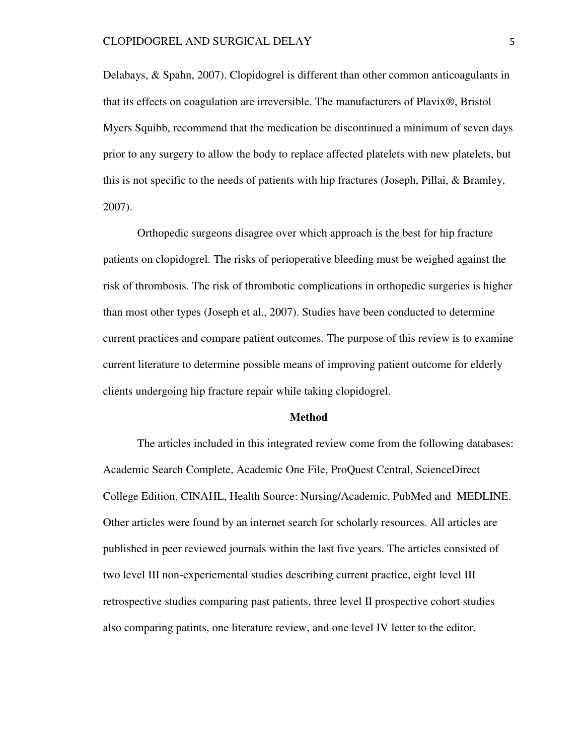Delabays, & Spahn, 2007). Clopidogrel is different than other common anticoagulants in that its effects on coagulation are irreversible. The manufacturers of Plavix®, Bristol Myers Squibb, recommend that the medication be discontinued a minimum of seven days prior to any surgery to allow the body to replace affected platelets with new platelets, but this is not specific to the needs of patients with hip fractures (Joseph, Pillai, & Bramley, 2007).

Orthopedic surgeons disagree over which approach is the best for hip fracture patients on clopidogrel. The risks of perioperative bleeding must be weighed against the risk of thrombosis. The risk of thrombotic complications in orthopedic surgeries is higher than most other types (Joseph et al., 2007). Studies have been conducted to determine current practices and compare patient outcomes. The purpose of this review is to examine current literature to determine possible means of improving patient outcome for elderly clients undergoing hip fracture repair while taking clopidogrel.

## Method

The articles included in this integrated review come from the following databases: Academic Search Complete, Academic One File, ProQuest Central, ScienceDirect College Edition, CINAHL, Health Source: Nursing/Academic, PubMed and MEDLINE. Other articles were found by an internet search for scholarly resources. All articles are published in peer reviewed journals within the last five years. The articles consisted of two level III non-experiemental studies describing current practice, eight level III retrospective studies comparing past patients, three level II prospective cohort studies also comparing patints, one literature review, and one level IV letter to the editor.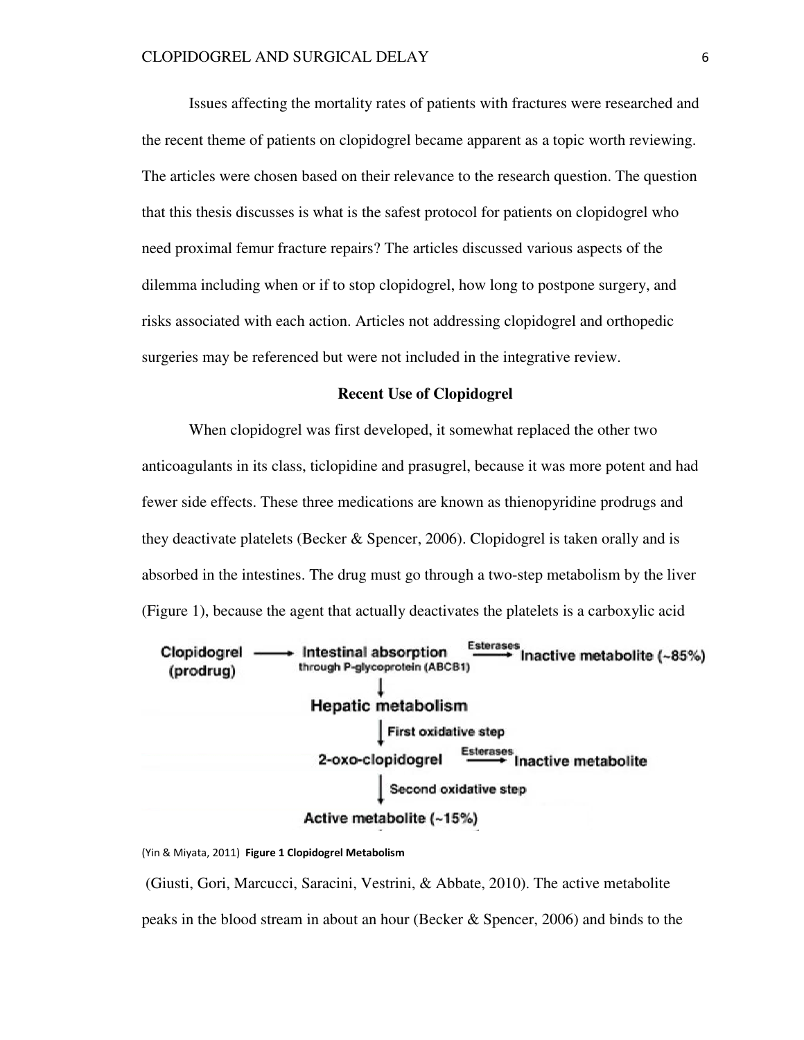Issues affecting the mortality rates of patients with fractures were researched and the recent theme of patients on clopidogrel became apparent as a topic worth reviewing. The articles were chosen based on their relevance to the research question. The question that this thesis discusses is what is the safest protocol for patients on clopidogrel who need proximal femur fracture repairs? The articles discussed various aspects of the dilemma including when or if to stop clopidogrel, how long to postpone surgery, and risks associated with each action. Articles not addressing clopidogrel and orthopedic surgeries may be referenced but were not included in the integrative review.

## Recent Use of Clopidogrel

When clopidogrel was first developed, it somewhat replaced the other two anticoagulants in its class, ticlopidine and prasugrel, because it was more potent and had fewer side effects. These three medications are known as thienopyridine prodrugs and they deactivate platelets (Becker & Spencer, 2006). Clopidogrel is taken orally and is absorbed in the intestines. The drug must go through a two-step metabolism by the liver (Figure 1), because the agent that actually deactivates the platelets is a carboxylic acid (Giusti, Gori, Marcucci, Saracini, Vestrini, & Abbate, 2010). The active metabolite peaks in the blood stream in about an hour (Becker & Spencer, 2006) and binds to the

```
Clopidogrel (prodrug) → Intestinal absorption through P-glycoprotein (ABCB1) --Esterases--> Inactive metabolite (~85%)
                                ↓
                        Hepatic metabolism
                                ↓ First oxidative step
                        2-oxo-clopidogrel --Esterases--> Inactive metabolite
                                ↓ Second oxidative step
                        Active metabolite (~15%)
```

(Yin & Miyata, 2011) **Figure 1 Clopidogrel Metabolism**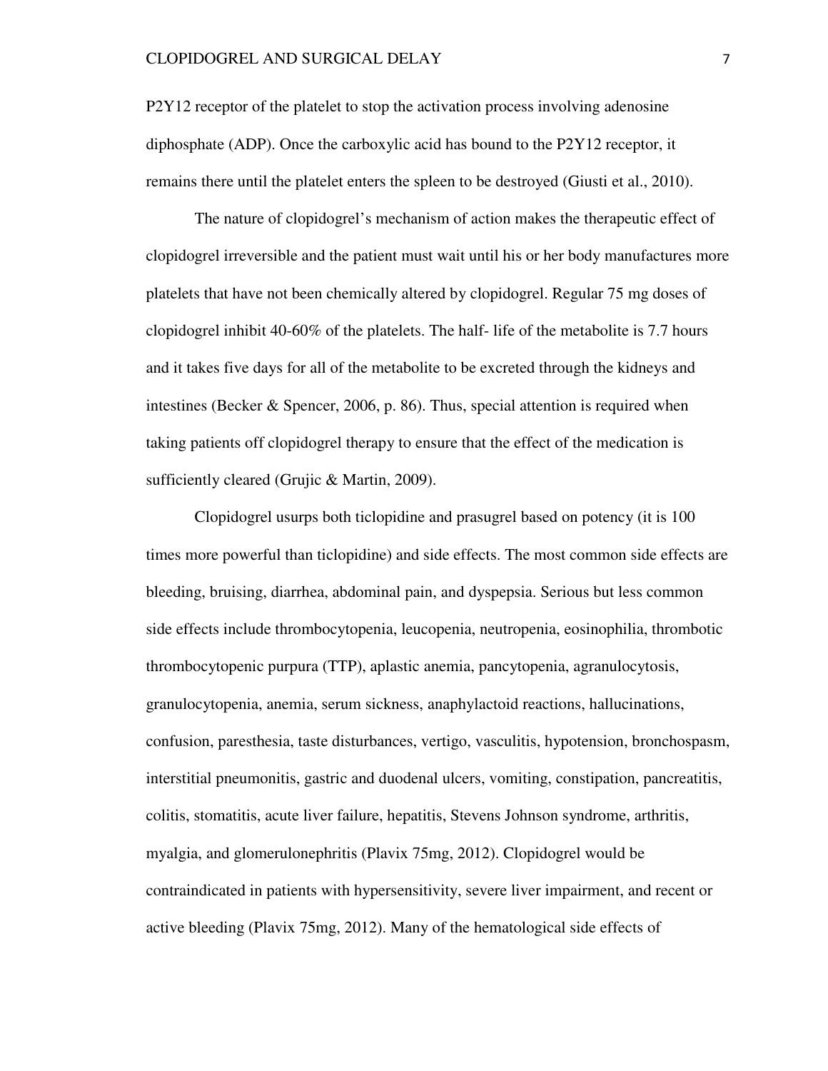P2Y12 receptor of the platelet to stop the activation process involving adenosine diphosphate (ADP). Once the carboxylic acid has bound to the P2Y12 receptor, it remains there until the platelet enters the spleen to be destroyed (Giusti et al., 2010).

The nature of clopidogrel's mechanism of action makes the therapeutic effect of clopidogrel irreversible and the patient must wait until his or her body manufactures more platelets that have not been chemically altered by clopidogrel. Regular 75 mg doses of clopidogrel inhibit 40-60% of the platelets. The half- life of the metabolite is 7.7 hours and it takes five days for all of the metabolite to be excreted through the kidneys and intestines (Becker & Spencer, 2006, p. 86). Thus, special attention is required when taking patients off clopidogrel therapy to ensure that the effect of the medication is sufficiently cleared (Grujic & Martin, 2009).

Clopidogrel usurps both ticlopidine and prasugrel based on potency (it is 100 times more powerful than ticlopidine) and side effects. The most common side effects are bleeding, bruising, diarrhea, abdominal pain, and dyspepsia. Serious but less common side effects include thrombocytopenia, leucopenia, neutropenia, eosinophilia, thrombotic thrombocytopenic purpura (TTP), aplastic anemia, pancytopenia, agranulocytosis, granulocytopenia, anemia, serum sickness, anaphylactoid reactions, hallucinations, confusion, paresthesia, taste disturbances, vertigo, vasculitis, hypotension, bronchospasm, interstitial pneumonitis, gastric and duodenal ulcers, vomiting, constipation, pancreatitis, colitis, stomatitis, acute liver failure, hepatitis, Stevens Johnson syndrome, arthritis, myalgia, and glomerulonephritis (Plavix 75mg, 2012). Clopidogrel would be contraindicated in patients with hypersensitivity, severe liver impairment, and recent or active bleeding (Plavix 75mg, 2012). Many of the hematological side effects of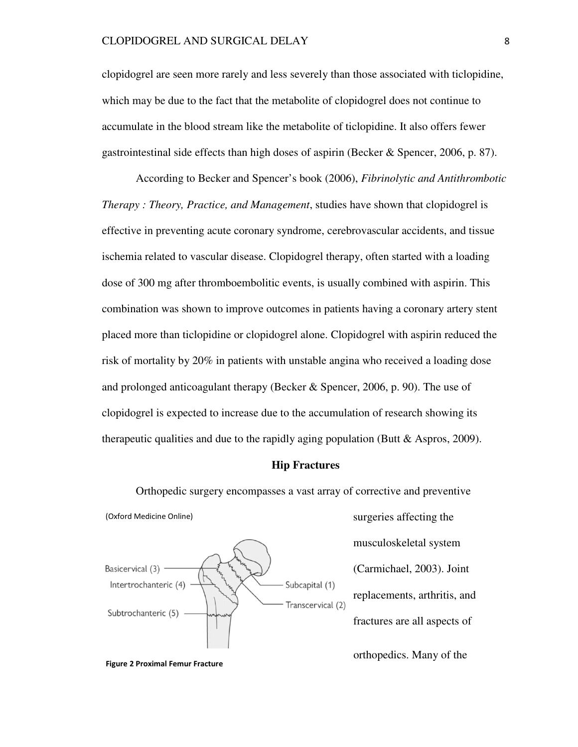clopidogrel are seen more rarely and less severely than those associated with ticlopidine, which may be due to the fact that the metabolite of clopidogrel does not continue to accumulate in the blood stream like the metabolite of ticlopidine. It also offers fewer gastrointestinal side effects than high doses of aspirin (Becker & Spencer, 2006, p. 87).

According to Becker and Spencer's book (2006), *Fibrinolytic and Antithrombotic Therapy : Theory, Practice, and Management*, studies have shown that clopidogrel is effective in preventing acute coronary syndrome, cerebrovascular accidents, and tissue ischemia related to vascular disease. Clopidogrel therapy, often started with a loading dose of 300 mg after thromboembolitic events, is usually combined with aspirin. This combination was shown to improve outcomes in patients having a coronary artery stent placed more than ticlopidine or clopidogrel alone. Clopidogrel with aspirin reduced the risk of mortality by 20% in patients with unstable angina who received a loading dose and prolonged anticoagulant therapy (Becker & Spencer, 2006, p. 90). The use of clopidogrel is expected to increase due to the accumulation of research showing its therapeutic qualities and due to the rapidly aging population (Butt & Aspros, 2009).

## Hip Fractures

Orthopedic surgery encompasses a vast array of corrective and preventive surgeries affecting the musculoskeletal system (Carmichael, 2003). Joint replacements, arthritis, and fractures are all aspects of orthopedics. Many of the

(Oxford Medicine Online)

Basicervical (3)
Intertrochanteric (4)
Subtrochanteric (5)
Subcapital (1)
Transcervical (2)

**Figure 2 Proximal Femur Fracture**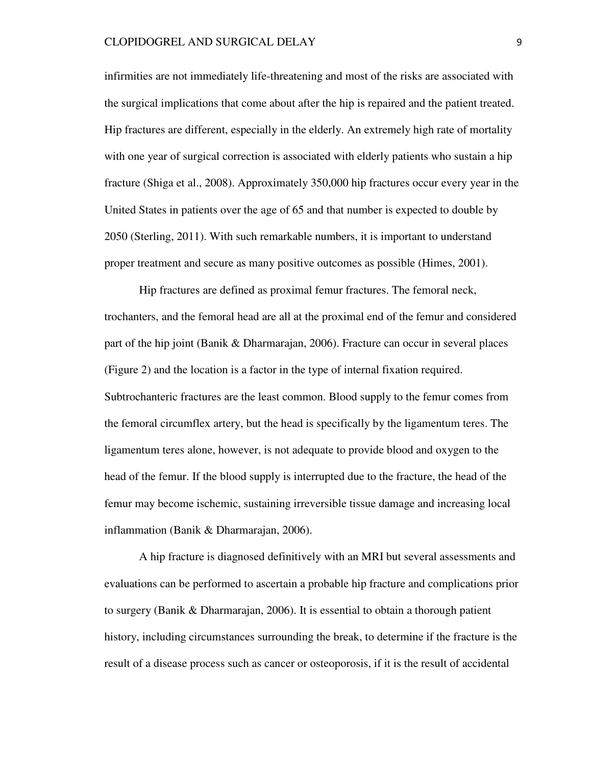infirmities are not immediately life-threatening and most of the risks are associated with the surgical implications that come about after the hip is repaired and the patient treated. Hip fractures are different, especially in the elderly. An extremely high rate of mortality with one year of surgical correction is associated with elderly patients who sustain a hip fracture (Shiga et al., 2008). Approximately 350,000 hip fractures occur every year in the United States in patients over the age of 65 and that number is expected to double by 2050 (Sterling, 2011). With such remarkable numbers, it is important to understand proper treatment and secure as many positive outcomes as possible (Himes, 2001).

Hip fractures are defined as proximal femur fractures. The femoral neck, trochanters, and the femoral head are all at the proximal end of the femur and considered part of the hip joint (Banik & Dharmarajan, 2006). Fracture can occur in several places (Figure 2) and the location is a factor in the type of internal fixation required. Subtrochanteric fractures are the least common. Blood supply to the femur comes from the femoral circumflex artery, but the head is specifically by the ligamentum teres. The ligamentum teres alone, however, is not adequate to provide blood and oxygen to the head of the femur. If the blood supply is interrupted due to the fracture, the head of the femur may become ischemic, sustaining irreversible tissue damage and increasing local inflammation (Banik & Dharmarajan, 2006).

A hip fracture is diagnosed definitively with an MRI but several assessments and evaluations can be performed to ascertain a probable hip fracture and complications prior to surgery (Banik & Dharmarajan, 2006). It is essential to obtain a thorough patient history, including circumstances surrounding the break, to determine if the fracture is the result of a disease process such as cancer or osteoporosis, if it is the result of accidental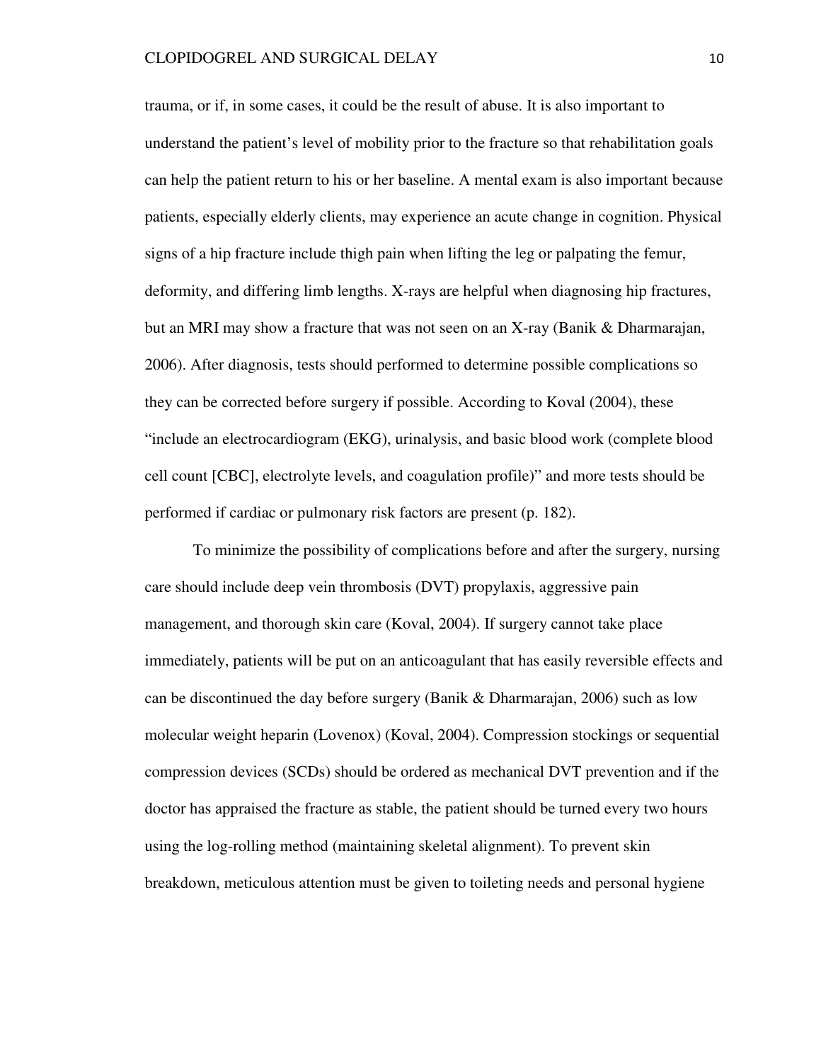trauma, or if, in some cases, it could be the result of abuse. It is also important to understand the patient's level of mobility prior to the fracture so that rehabilitation goals can help the patient return to his or her baseline. A mental exam is also important because patients, especially elderly clients, may experience an acute change in cognition. Physical signs of a hip fracture include thigh pain when lifting the leg or palpating the femur, deformity, and differing limb lengths. X-rays are helpful when diagnosing hip fractures, but an MRI may show a fracture that was not seen on an X-ray (Banik & Dharmarajan, 2006). After diagnosis, tests should performed to determine possible complications so they can be corrected before surgery if possible. According to Koval (2004), these "include an electrocardiogram (EKG), urinalysis, and basic blood work (complete blood cell count [CBC], electrolyte levels, and coagulation profile)" and more tests should be performed if cardiac or pulmonary risk factors are present (p. 182).

To minimize the possibility of complications before and after the surgery, nursing care should include deep vein thrombosis (DVT) propylaxis, aggressive pain management, and thorough skin care (Koval, 2004). If surgery cannot take place immediately, patients will be put on an anticoagulant that has easily reversible effects and can be discontinued the day before surgery (Banik & Dharmarajan, 2006) such as low molecular weight heparin (Lovenox) (Koval, 2004). Compression stockings or sequential compression devices (SCDs) should be ordered as mechanical DVT prevention and if the doctor has appraised the fracture as stable, the patient should be turned every two hours using the log-rolling method (maintaining skeletal alignment). To prevent skin breakdown, meticulous attention must be given to toileting needs and personal hygiene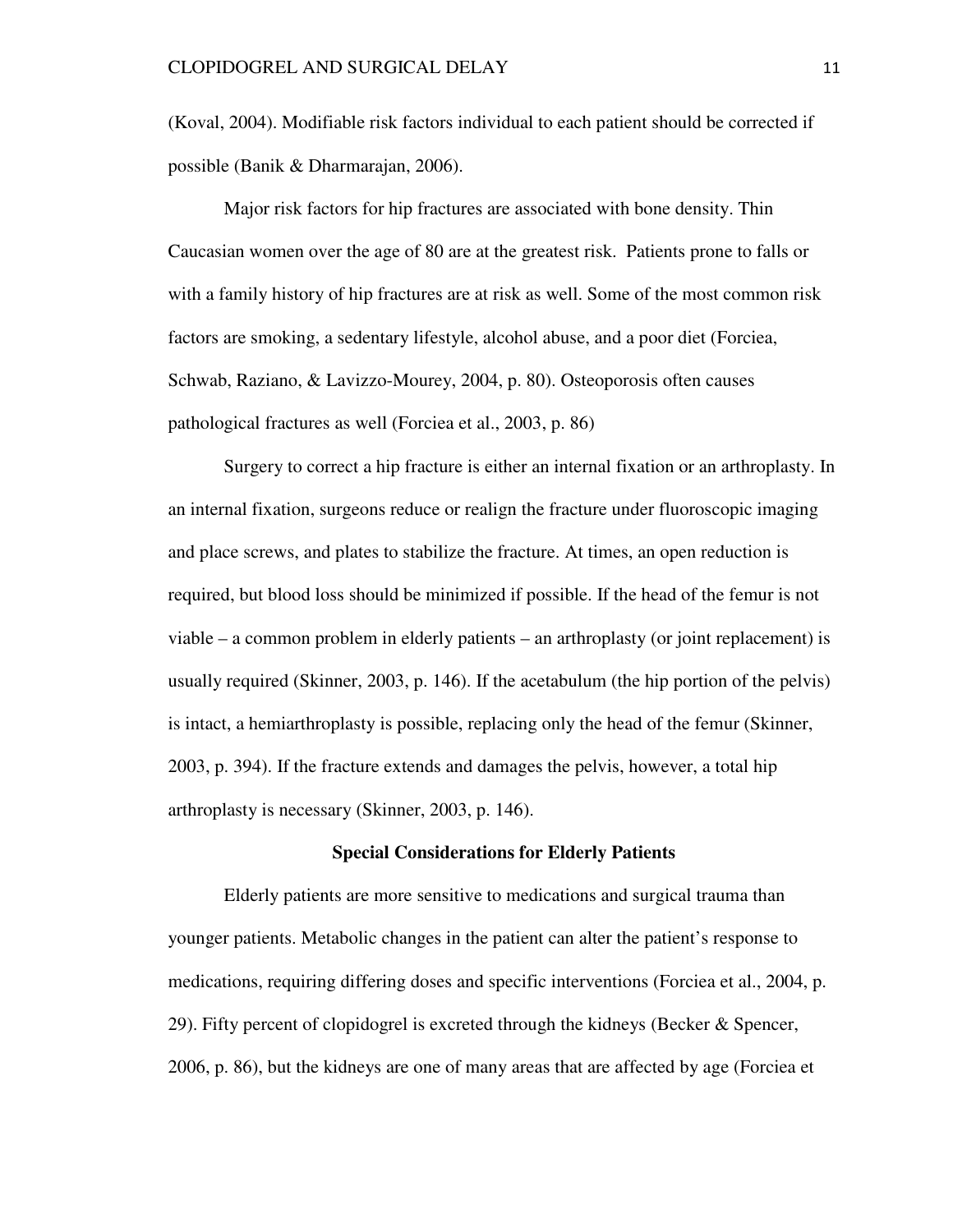(Koval, 2004). Modifiable risk factors individual to each patient should be corrected if possible (Banik & Dharmarajan, 2006).

Major risk factors for hip fractures are associated with bone density. Thin Caucasian women over the age of 80 are at the greatest risk. Patients prone to falls or with a family history of hip fractures are at risk as well. Some of the most common risk factors are smoking, a sedentary lifestyle, alcohol abuse, and a poor diet (Forciea, Schwab, Raziano, & Lavizzo-Mourey, 2004, p. 80). Osteoporosis often causes pathological fractures as well (Forciea et al., 2003, p. 86)

Surgery to correct a hip fracture is either an internal fixation or an arthroplasty. In an internal fixation, surgeons reduce or realign the fracture under fluoroscopic imaging and place screws, and plates to stabilize the fracture. At times, an open reduction is required, but blood loss should be minimized if possible. If the head of the femur is not viable – a common problem in elderly patients – an arthroplasty (or joint replacement) is usually required (Skinner, 2003, p. 146). If the acetabulum (the hip portion of the pelvis) is intact, a hemiarthroplasty is possible, replacing only the head of the femur (Skinner, 2003, p. 394). If the fracture extends and damages the pelvis, however, a total hip arthroplasty is necessary (Skinner, 2003, p. 146).

**Special Considerations for Elderly Patients**

Elderly patients are more sensitive to medications and surgical trauma than younger patients. Metabolic changes in the patient can alter the patient's response to medications, requiring differing doses and specific interventions (Forciea et al., 2004, p. 29). Fifty percent of clopidogrel is excreted through the kidneys (Becker & Spencer, 2006, p. 86), but the kidneys are one of many areas that are affected by age (Forciea et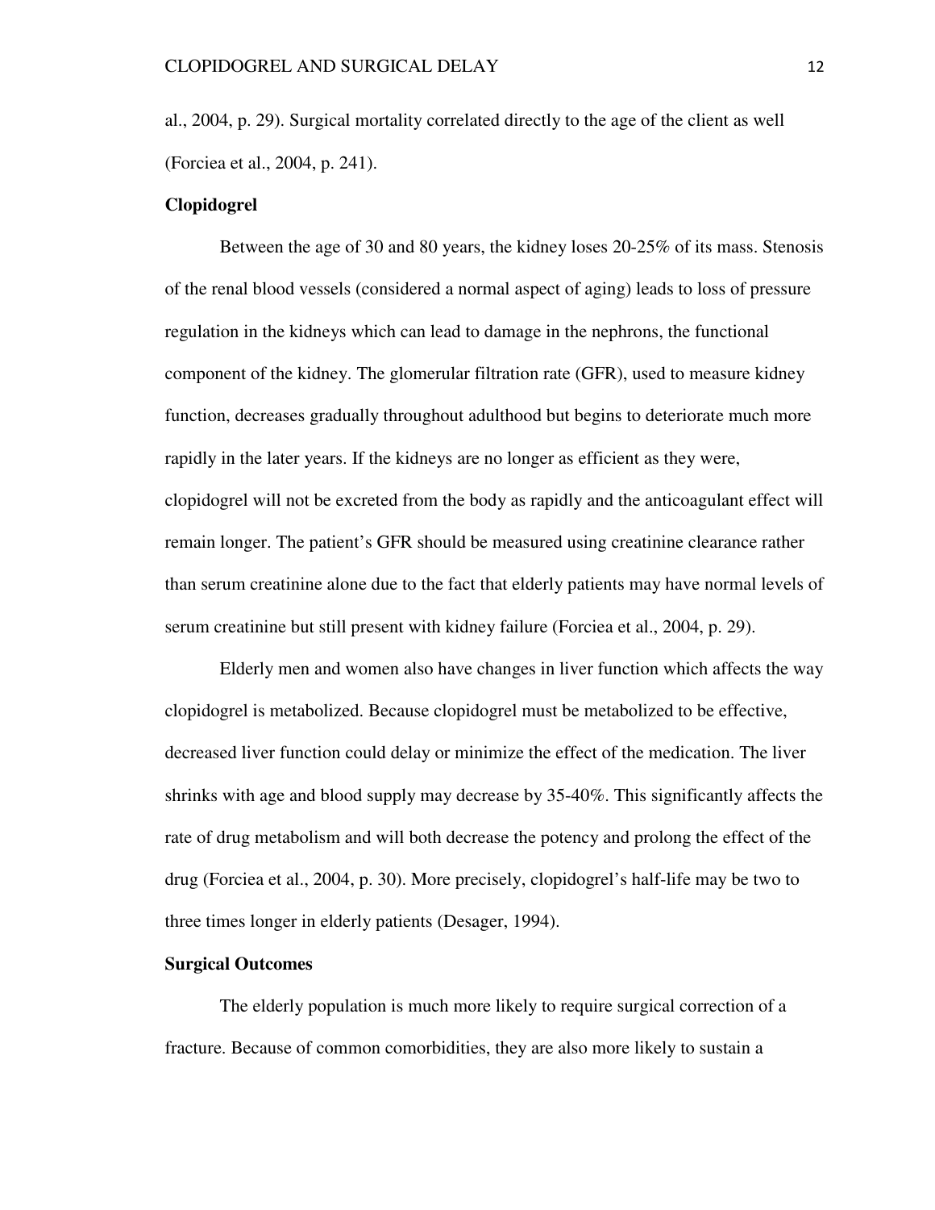al., 2004, p. 29). Surgical mortality correlated directly to the age of the client as well (Forciea et al., 2004, p. 241).

**Clopidogrel**

Between the age of 30 and 80 years, the kidney loses 20-25% of its mass. Stenosis of the renal blood vessels (considered a normal aspect of aging) leads to loss of pressure regulation in the kidneys which can lead to damage in the nephrons, the functional component of the kidney. The glomerular filtration rate (GFR), used to measure kidney function, decreases gradually throughout adulthood but begins to deteriorate much more rapidly in the later years. If the kidneys are no longer as efficient as they were, clopidogrel will not be excreted from the body as rapidly and the anticoagulant effect will remain longer. The patient's GFR should be measured using creatinine clearance rather than serum creatinine alone due to the fact that elderly patients may have normal levels of serum creatinine but still present with kidney failure (Forciea et al., 2004, p. 29).

Elderly men and women also have changes in liver function which affects the way clopidogrel is metabolized. Because clopidogrel must be metabolized to be effective, decreased liver function could delay or minimize the effect of the medication. The liver shrinks with age and blood supply may decrease by 35-40%. This significantly affects the rate of drug metabolism and will both decrease the potency and prolong the effect of the drug (Forciea et al., 2004, p. 30). More precisely, clopidogrel's half-life may be two to three times longer in elderly patients (Desager, 1994).

**Surgical Outcomes**

The elderly population is much more likely to require surgical correction of a fracture. Because of common comorbidities, they are also more likely to sustain a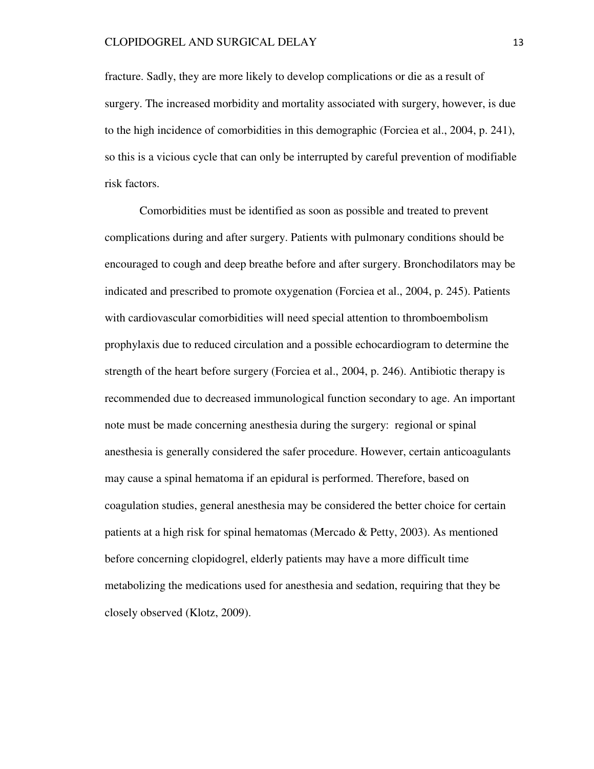fracture. Sadly, they are more likely to develop complications or die as a result of surgery. The increased morbidity and mortality associated with surgery, however, is due to the high incidence of comorbidities in this demographic (Forciea et al., 2004, p. 241), so this is a vicious cycle that can only be interrupted by careful prevention of modifiable risk factors.

Comorbidities must be identified as soon as possible and treated to prevent complications during and after surgery. Patients with pulmonary conditions should be encouraged to cough and deep breathe before and after surgery. Bronchodilators may be indicated and prescribed to promote oxygenation (Forciea et al., 2004, p. 245). Patients with cardiovascular comorbidities will need special attention to thromboembolism prophylaxis due to reduced circulation and a possible echocardiogram to determine the strength of the heart before surgery (Forciea et al., 2004, p. 246). Antibiotic therapy is recommended due to decreased immunological function secondary to age. An important note must be made concerning anesthesia during the surgery: regional or spinal anesthesia is generally considered the safer procedure. However, certain anticoagulants may cause a spinal hematoma if an epidural is performed. Therefore, based on coagulation studies, general anesthesia may be considered the better choice for certain patients at a high risk for spinal hematomas (Mercado & Petty, 2003). As mentioned before concerning clopidogrel, elderly patients may have a more difficult time metabolizing the medications used for anesthesia and sedation, requiring that they be closely observed (Klotz, 2009).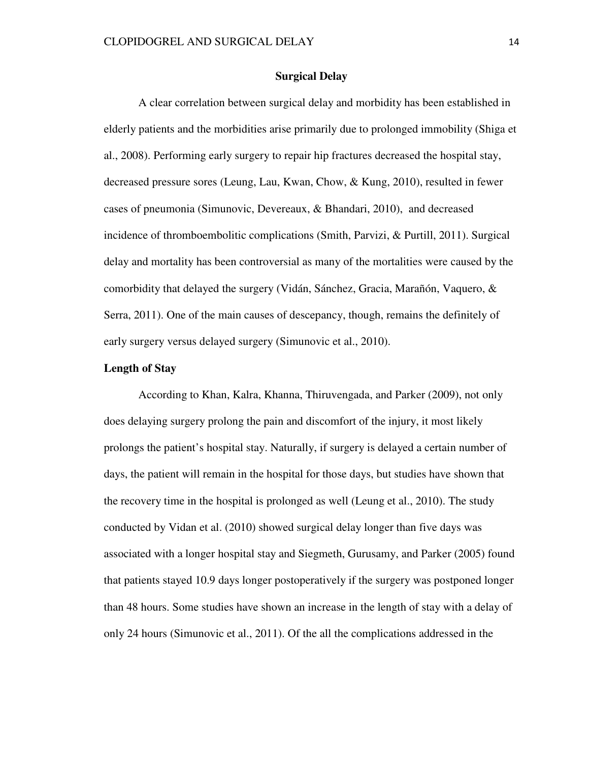## Surgical Delay

A clear correlation between surgical delay and morbidity has been established in elderly patients and the morbidities arise primarily due to prolonged immobility (Shiga et al., 2008). Performing early surgery to repair hip fractures decreased the hospital stay, decreased pressure sores (Leung, Lau, Kwan, Chow, & Kung, 2010), resulted in fewer cases of pneumonia (Simunovic, Devereaux, & Bhandari, 2010), and decreased incidence of thromboembolitic complications (Smith, Parvizi, & Purtill, 2011). Surgical delay and mortality has been controversial as many of the mortalities were caused by the comorbidity that delayed the surgery (Vidán, Sánchez, Gracia, Marañón, Vaquero, & Serra, 2011). One of the main causes of descepancy, though, remains the definitely of early surgery versus delayed surgery (Simunovic et al., 2010).

### Length of Stay

According to Khan, Kalra, Khanna, Thiruvengada, and Parker (2009), not only does delaying surgery prolong the pain and discomfort of the injury, it most likely prolongs the patient's hospital stay. Naturally, if surgery is delayed a certain number of days, the patient will remain in the hospital for those days, but studies have shown that the recovery time in the hospital is prolonged as well (Leung et al., 2010). The study conducted by Vidan et al. (2010) showed surgical delay longer than five days was associated with a longer hospital stay and Siegmeth, Gurusamy, and Parker (2005) found that patients stayed 10.9 days longer postoperatively if the surgery was postponed longer than 48 hours. Some studies have shown an increase in the length of stay with a delay of only 24 hours (Simunovic et al., 2011). Of the all the complications addressed in the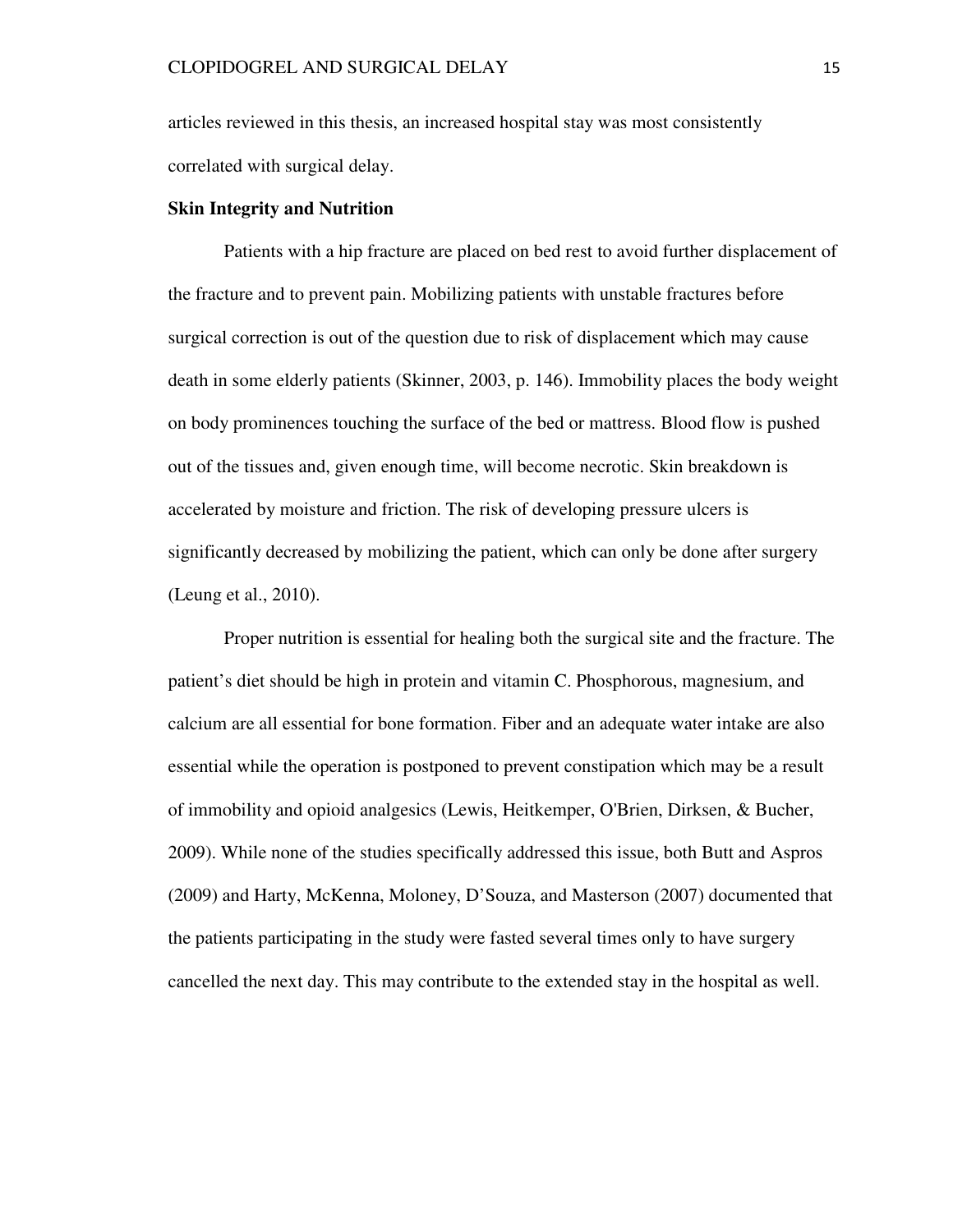articles reviewed in this thesis, an increased hospital stay was most consistently correlated with surgical delay.

**Skin Integrity and Nutrition**

Patients with a hip fracture are placed on bed rest to avoid further displacement of the fracture and to prevent pain. Mobilizing patients with unstable fractures before surgical correction is out of the question due to risk of displacement which may cause death in some elderly patients (Skinner, 2003, p. 146). Immobility places the body weight on body prominences touching the surface of the bed or mattress. Blood flow is pushed out of the tissues and, given enough time, will become necrotic. Skin breakdown is accelerated by moisture and friction. The risk of developing pressure ulcers is significantly decreased by mobilizing the patient, which can only be done after surgery (Leung et al., 2010).

Proper nutrition is essential for healing both the surgical site and the fracture. The patient's diet should be high in protein and vitamin C. Phosphorous, magnesium, and calcium are all essential for bone formation. Fiber and an adequate water intake are also essential while the operation is postponed to prevent constipation which may be a result of immobility and opioid analgesics (Lewis, Heitkemper, O'Brien, Dirksen, & Bucher, 2009). While none of the studies specifically addressed this issue, both Butt and Aspros (2009) and Harty, McKenna, Moloney, D'Souza, and Masterson (2007) documented that the patients participating in the study were fasted several times only to have surgery cancelled the next day. This may contribute to the extended stay in the hospital as well.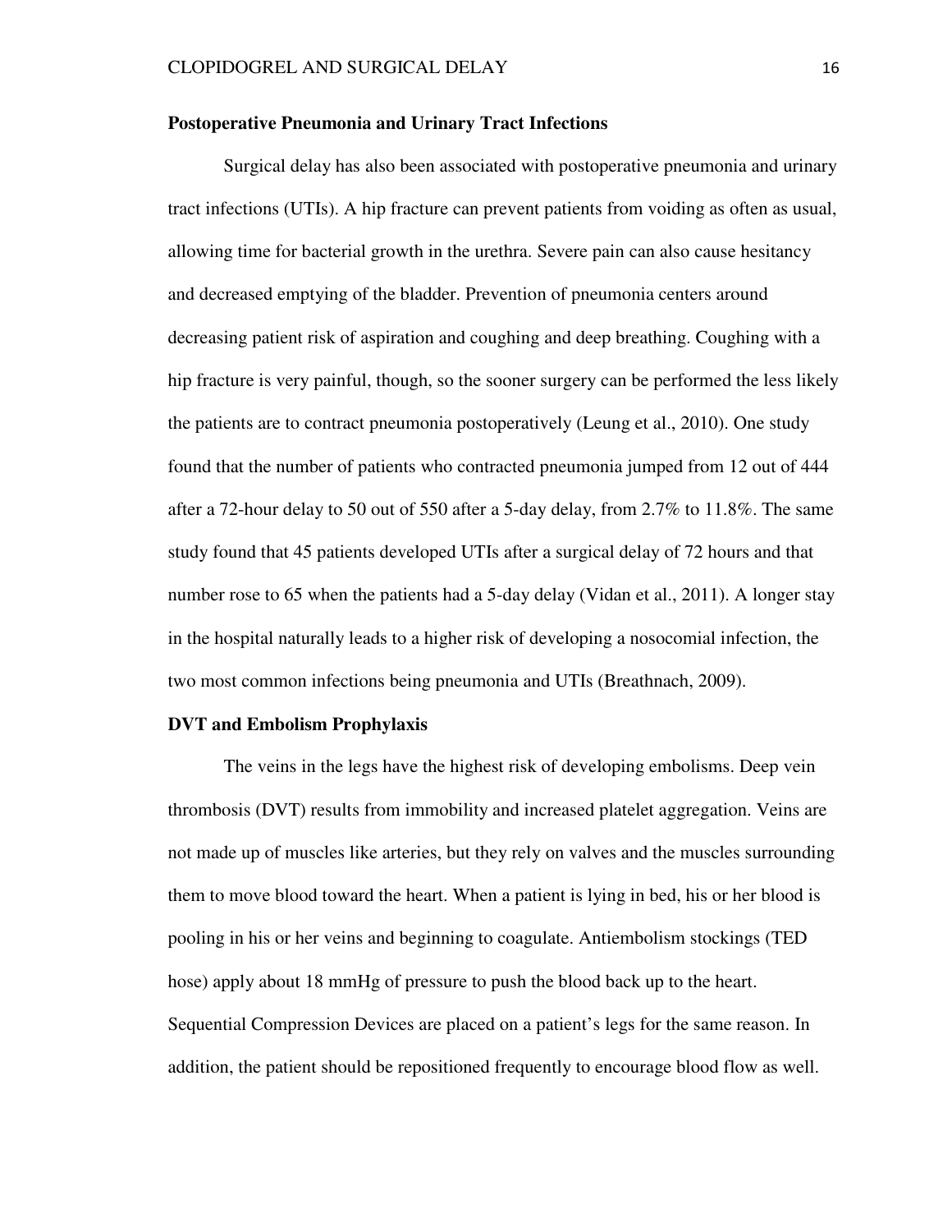## Postoperative Pneumonia and Urinary Tract Infections

Surgical delay has also been associated with postoperative pneumonia and urinary tract infections (UTIs). A hip fracture can prevent patients from voiding as often as usual, allowing time for bacterial growth in the urethra. Severe pain can also cause hesitancy and decreased emptying of the bladder. Prevention of pneumonia centers around decreasing patient risk of aspiration and coughing and deep breathing. Coughing with a hip fracture is very painful, though, so the sooner surgery can be performed the less likely the patients are to contract pneumonia postoperatively (Leung et al., 2010). One study found that the number of patients who contracted pneumonia jumped from 12 out of 444 after a 72-hour delay to 50 out of 550 after a 5-day delay, from 2.7% to 11.8%. The same study found that 45 patients developed UTIs after a surgical delay of 72 hours and that number rose to 65 when the patients had a 5-day delay (Vidan et al., 2011). A longer stay in the hospital naturally leads to a higher risk of developing a nosocomial infection, the two most common infections being pneumonia and UTIs (Breathnach, 2009).

## DVT and Embolism Prophylaxis

The veins in the legs have the highest risk of developing embolisms. Deep vein thrombosis (DVT) results from immobility and increased platelet aggregation. Veins are not made up of muscles like arteries, but they rely on valves and the muscles surrounding them to move blood toward the heart. When a patient is lying in bed, his or her blood is pooling in his or her veins and beginning to coagulate. Antiembolism stockings (TED hose) apply about 18 mmHg of pressure to push the blood back up to the heart. Sequential Compression Devices are placed on a patient's legs for the same reason. In addition, the patient should be repositioned frequently to encourage blood flow as well.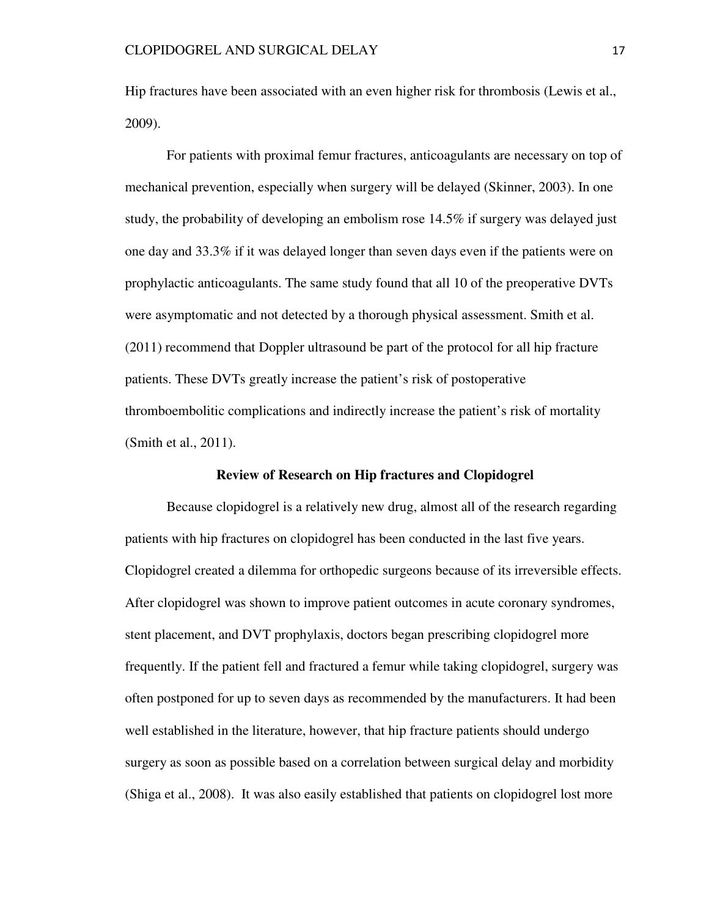Hip fractures have been associated with an even higher risk for thrombosis (Lewis et al., 2009).

For patients with proximal femur fractures, anticoagulants are necessary on top of mechanical prevention, especially when surgery will be delayed (Skinner, 2003). In one study, the probability of developing an embolism rose 14.5% if surgery was delayed just one day and 33.3% if it was delayed longer than seven days even if the patients were on prophylactic anticoagulants. The same study found that all 10 of the preoperative DVTs were asymptomatic and not detected by a thorough physical assessment. Smith et al. (2011) recommend that Doppler ultrasound be part of the protocol for all hip fracture patients. These DVTs greatly increase the patient's risk of postoperative thromboembolitic complications and indirectly increase the patient's risk of mortality (Smith et al., 2011).

## Review of Research on Hip fractures and Clopidogrel

Because clopidogrel is a relatively new drug, almost all of the research regarding patients with hip fractures on clopidogrel has been conducted in the last five years. Clopidogrel created a dilemma for orthopedic surgeons because of its irreversible effects. After clopidogrel was shown to improve patient outcomes in acute coronary syndromes, stent placement, and DVT prophylaxis, doctors began prescribing clopidogrel more frequently. If the patient fell and fractured a femur while taking clopidogrel, surgery was often postponed for up to seven days as recommended by the manufacturers. It had been well established in the literature, however, that hip fracture patients should undergo surgery as soon as possible based on a correlation between surgical delay and morbidity (Shiga et al., 2008). It was also easily established that patients on clopidogrel lost more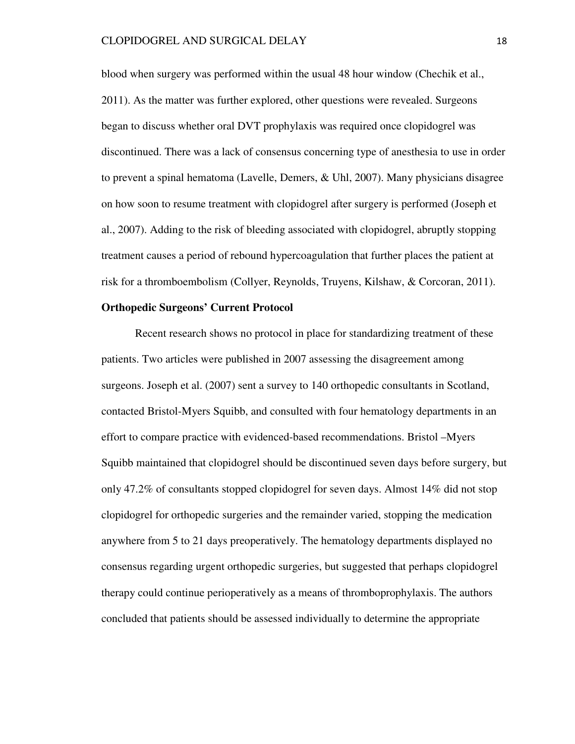blood when surgery was performed within the usual 48 hour window (Chechik et al., 2011). As the matter was further explored, other questions were revealed. Surgeons began to discuss whether oral DVT prophylaxis was required once clopidogrel was discontinued. There was a lack of consensus concerning type of anesthesia to use in order to prevent a spinal hematoma (Lavelle, Demers, & Uhl, 2007). Many physicians disagree on how soon to resume treatment with clopidogrel after surgery is performed (Joseph et al., 2007). Adding to the risk of bleeding associated with clopidogrel, abruptly stopping treatment causes a period of rebound hypercoagulation that further places the patient at risk for a thromboembolism (Collyer, Reynolds, Truyens, Kilshaw, & Corcoran, 2011).

**Orthopedic Surgeons' Current Protocol**

Recent research shows no protocol in place for standardizing treatment of these patients. Two articles were published in 2007 assessing the disagreement among surgeons. Joseph et al. (2007) sent a survey to 140 orthopedic consultants in Scotland, contacted Bristol-Myers Squibb, and consulted with four hematology departments in an effort to compare practice with evidenced-based recommendations. Bristol –Myers Squibb maintained that clopidogrel should be discontinued seven days before surgery, but only 47.2% of consultants stopped clopidogrel for seven days. Almost 14% did not stop clopidogrel for orthopedic surgeries and the remainder varied, stopping the medication anywhere from 5 to 21 days preoperatively. The hematology departments displayed no consensus regarding urgent orthopedic surgeries, but suggested that perhaps clopidogrel therapy could continue perioperatively as a means of thromboprophylaxis. The authors concluded that patients should be assessed individually to determine the appropriate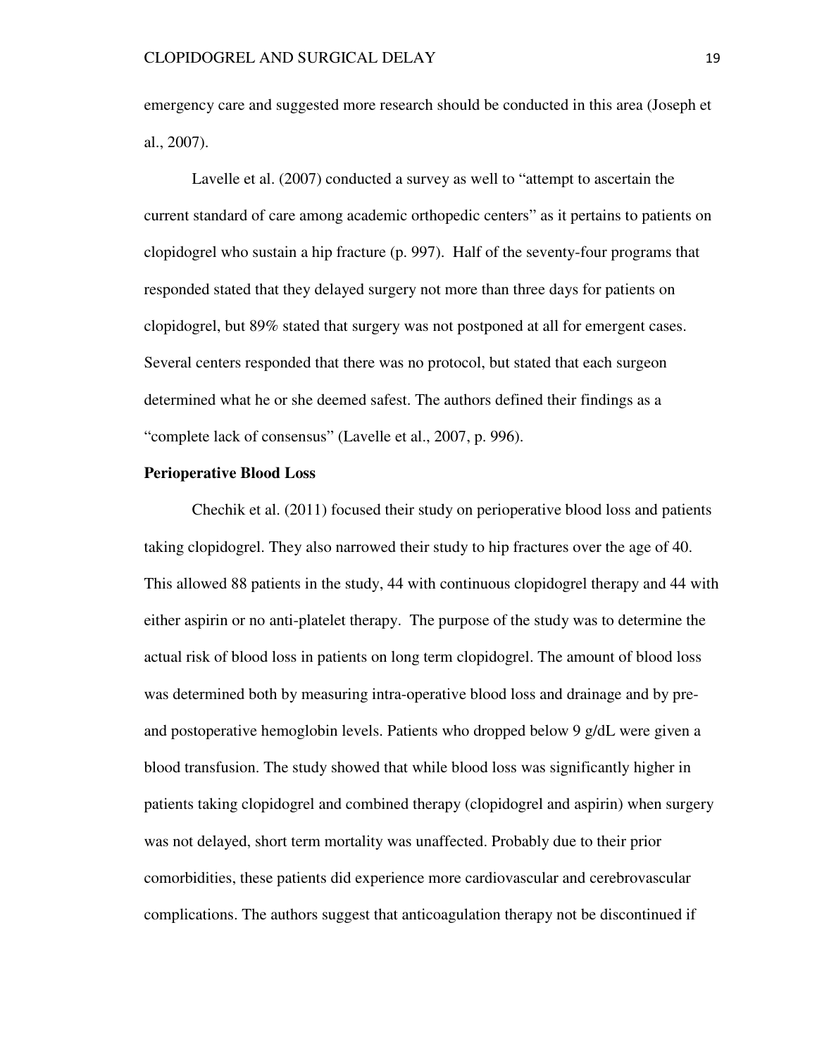emergency care and suggested more research should be conducted in this area (Joseph et al., 2007).

Lavelle et al. (2007) conducted a survey as well to "attempt to ascertain the current standard of care among academic orthopedic centers" as it pertains to patients on clopidogrel who sustain a hip fracture (p. 997). Half of the seventy-four programs that responded stated that they delayed surgery not more than three days for patients on clopidogrel, but 89% stated that surgery was not postponed at all for emergent cases. Several centers responded that there was no protocol, but stated that each surgeon determined what he or she deemed safest. The authors defined their findings as a "complete lack of consensus" (Lavelle et al., 2007, p. 996).

**Perioperative Blood Loss**

Chechik et al. (2011) focused their study on perioperative blood loss and patients taking clopidogrel. They also narrowed their study to hip fractures over the age of 40. This allowed 88 patients in the study, 44 with continuous clopidogrel therapy and 44 with either aspirin or no anti-platelet therapy. The purpose of the study was to determine the actual risk of blood loss in patients on long term clopidogrel. The amount of blood loss was determined both by measuring intra-operative blood loss and drainage and by pre- and postoperative hemoglobin levels. Patients who dropped below 9 g/dL were given a blood transfusion. The study showed that while blood loss was significantly higher in patients taking clopidogrel and combined therapy (clopidogrel and aspirin) when surgery was not delayed, short term mortality was unaffected. Probably due to their prior comorbidities, these patients did experience more cardiovascular and cerebrovascular complications. The authors suggest that anticoagulation therapy not be discontinued if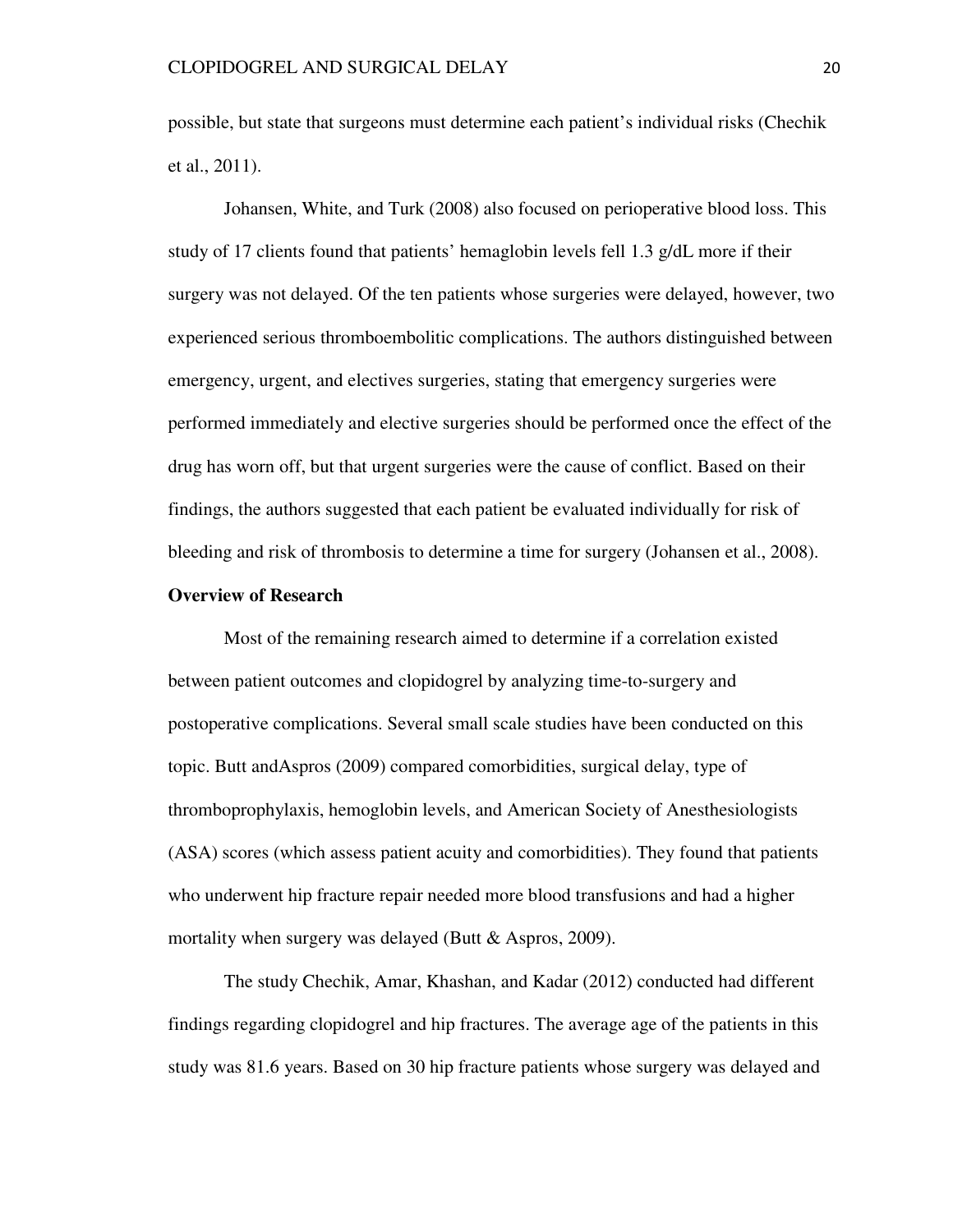possible, but state that surgeons must determine each patient's individual risks (Chechik et al., 2011).

Johansen, White, and Turk (2008) also focused on perioperative blood loss. This study of 17 clients found that patients' hemaglobin levels fell 1.3 g/dL more if their surgery was not delayed. Of the ten patients whose surgeries were delayed, however, two experienced serious thromboembolitic complications. The authors distinguished between emergency, urgent, and electives surgeries, stating that emergency surgeries were performed immediately and elective surgeries should be performed once the effect of the drug has worn off, but that urgent surgeries were the cause of conflict. Based on their findings, the authors suggested that each patient be evaluated individually for risk of bleeding and risk of thrombosis to determine a time for surgery (Johansen et al., 2008).

**Overview of Research**

Most of the remaining research aimed to determine if a correlation existed between patient outcomes and clopidogrel by analyzing time-to-surgery and postoperative complications. Several small scale studies have been conducted on this topic. Butt andAspros (2009) compared comorbidities, surgical delay, type of thromboprophylaxis, hemoglobin levels, and American Society of Anesthesiologists (ASA) scores (which assess patient acuity and comorbidities). They found that patients who underwent hip fracture repair needed more blood transfusions and had a higher mortality when surgery was delayed (Butt & Aspros, 2009).

The study Chechik, Amar, Khashan, and Kadar (2012) conducted had different findings regarding clopidogrel and hip fractures. The average age of the patients in this study was 81.6 years. Based on 30 hip fracture patients whose surgery was delayed and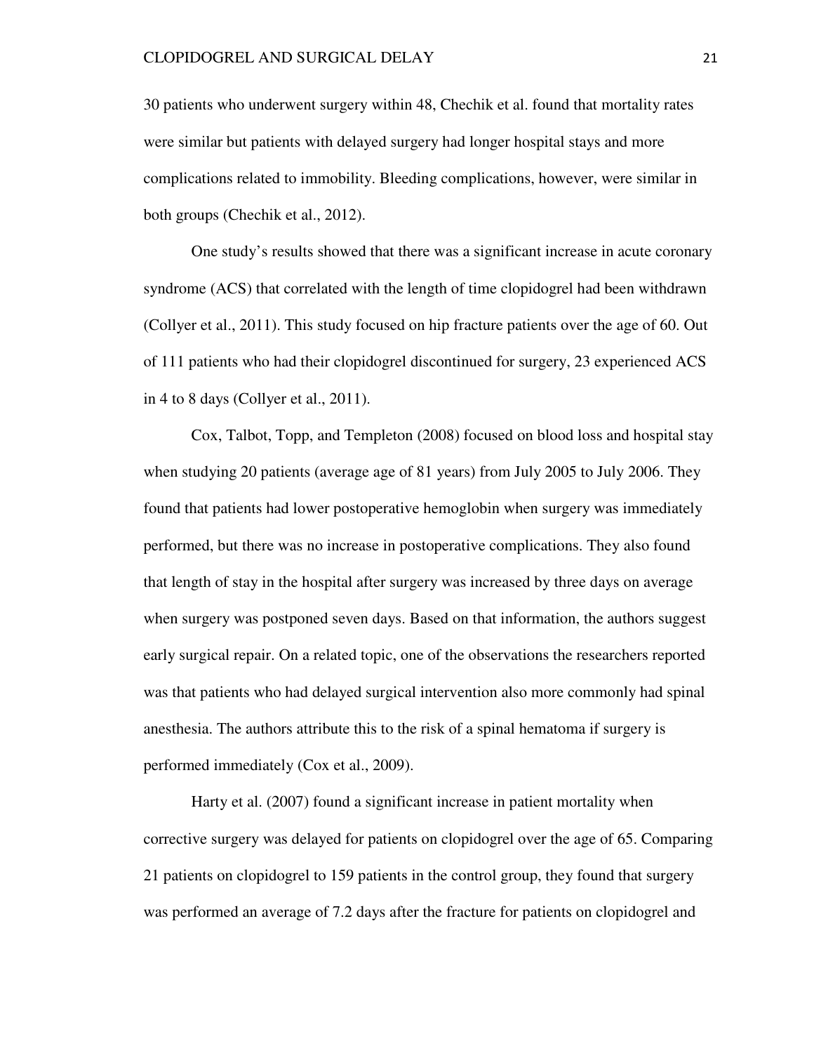30 patients who underwent surgery within 48, Chechik et al. found that mortality rates were similar but patients with delayed surgery had longer hospital stays and more complications related to immobility. Bleeding complications, however, were similar in both groups (Chechik et al., 2012).

One study's results showed that there was a significant increase in acute coronary syndrome (ACS) that correlated with the length of time clopidogrel had been withdrawn (Collyer et al., 2011). This study focused on hip fracture patients over the age of 60. Out of 111 patients who had their clopidogrel discontinued for surgery, 23 experienced ACS in 4 to 8 days (Collyer et al., 2011).

Cox, Talbot, Topp, and Templeton (2008) focused on blood loss and hospital stay when studying 20 patients (average age of 81 years) from July 2005 to July 2006. They found that patients had lower postoperative hemoglobin when surgery was immediately performed, but there was no increase in postoperative complications. They also found that length of stay in the hospital after surgery was increased by three days on average when surgery was postponed seven days. Based on that information, the authors suggest early surgical repair. On a related topic, one of the observations the researchers reported was that patients who had delayed surgical intervention also more commonly had spinal anesthesia. The authors attribute this to the risk of a spinal hematoma if surgery is performed immediately (Cox et al., 2009).

Harty et al. (2007) found a significant increase in patient mortality when corrective surgery was delayed for patients on clopidogrel over the age of 65. Comparing 21 patients on clopidogrel to 159 patients in the control group, they found that surgery was performed an average of 7.2 days after the fracture for patients on clopidogrel and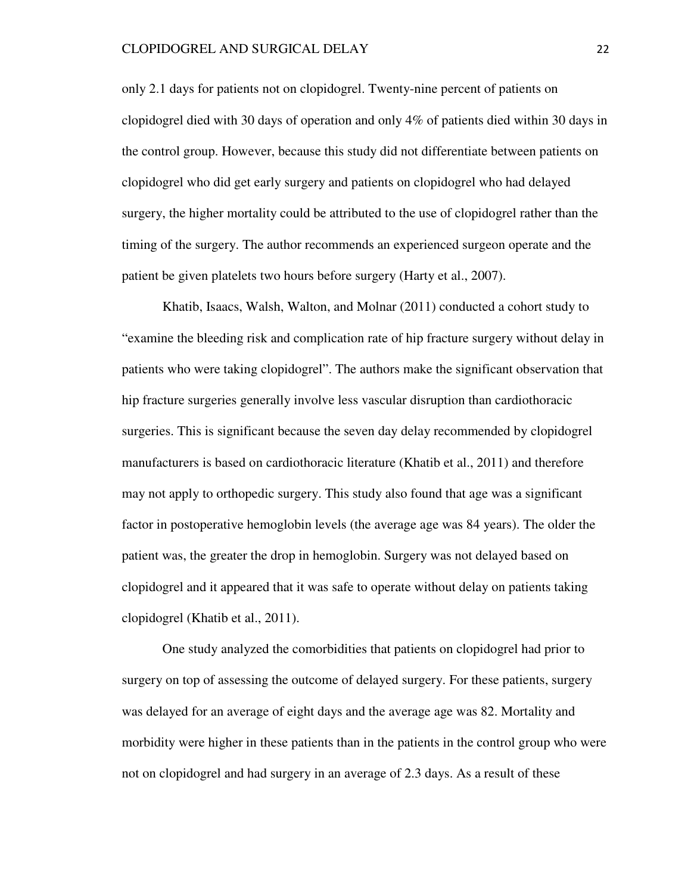only 2.1 days for patients not on clopidogrel. Twenty-nine percent of patients on clopidogrel died with 30 days of operation and only 4% of patients died within 30 days in the control group. However, because this study did not differentiate between patients on clopidogrel who did get early surgery and patients on clopidogrel who had delayed surgery, the higher mortality could be attributed to the use of clopidogrel rather than the timing of the surgery. The author recommends an experienced surgeon operate and the patient be given platelets two hours before surgery (Harty et al., 2007).

Khatib, Isaacs, Walsh, Walton, and Molnar (2011) conducted a cohort study to "examine the bleeding risk and complication rate of hip fracture surgery without delay in patients who were taking clopidogrel". The authors make the significant observation that hip fracture surgeries generally involve less vascular disruption than cardiothoracic surgeries. This is significant because the seven day delay recommended by clopidogrel manufacturers is based on cardiothoracic literature (Khatib et al., 2011) and therefore may not apply to orthopedic surgery. This study also found that age was a significant factor in postoperative hemoglobin levels (the average age was 84 years). The older the patient was, the greater the drop in hemoglobin. Surgery was not delayed based on clopidogrel and it appeared that it was safe to operate without delay on patients taking clopidogrel (Khatib et al., 2011).

One study analyzed the comorbidities that patients on clopidogrel had prior to surgery on top of assessing the outcome of delayed surgery. For these patients, surgery was delayed for an average of eight days and the average age was 82. Mortality and morbidity were higher in these patients than in the patients in the control group who were not on clopidogrel and had surgery in an average of 2.3 days. As a result of these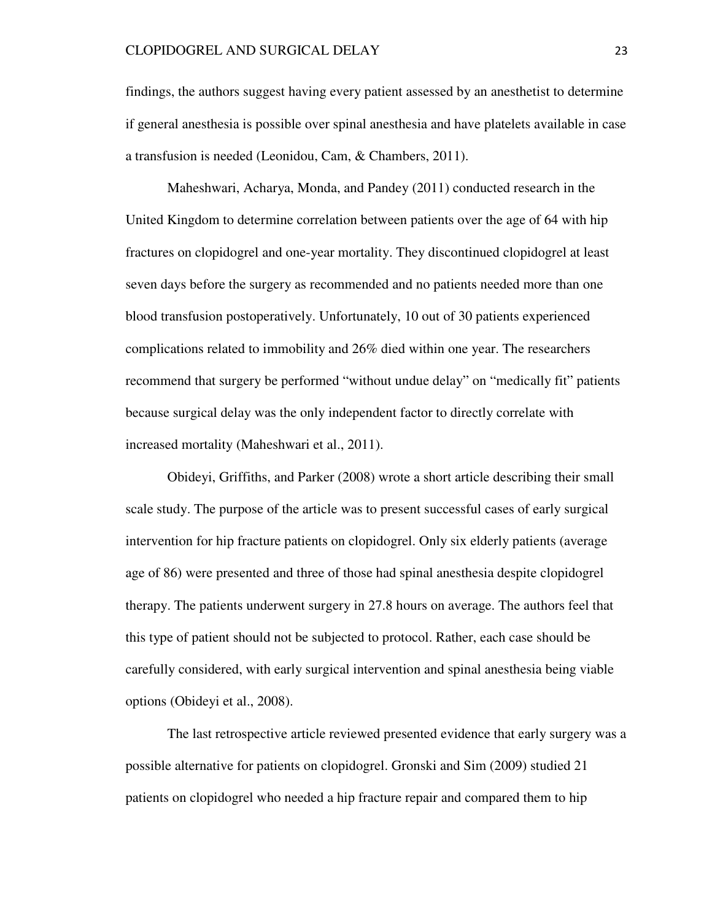findings, the authors suggest having every patient assessed by an anesthetist to determine if general anesthesia is possible over spinal anesthesia and have platelets available in case a transfusion is needed (Leonidou, Cam, & Chambers, 2011).

Maheshwari, Acharya, Monda, and Pandey (2011) conducted research in the United Kingdom to determine correlation between patients over the age of 64 with hip fractures on clopidogrel and one-year mortality. They discontinued clopidogrel at least seven days before the surgery as recommended and no patients needed more than one blood transfusion postoperatively. Unfortunately, 10 out of 30 patients experienced complications related to immobility and 26% died within one year. The researchers recommend that surgery be performed "without undue delay" on "medically fit" patients because surgical delay was the only independent factor to directly correlate with increased mortality (Maheshwari et al., 2011).

Obideyi, Griffiths, and Parker (2008) wrote a short article describing their small scale study. The purpose of the article was to present successful cases of early surgical intervention for hip fracture patients on clopidogrel. Only six elderly patients (average age of 86) were presented and three of those had spinal anesthesia despite clopidogrel therapy. The patients underwent surgery in 27.8 hours on average. The authors feel that this type of patient should not be subjected to protocol. Rather, each case should be carefully considered, with early surgical intervention and spinal anesthesia being viable options (Obideyi et al., 2008).

The last retrospective article reviewed presented evidence that early surgery was a possible alternative for patients on clopidogrel. Gronski and Sim (2009) studied 21 patients on clopidogrel who needed a hip fracture repair and compared them to hip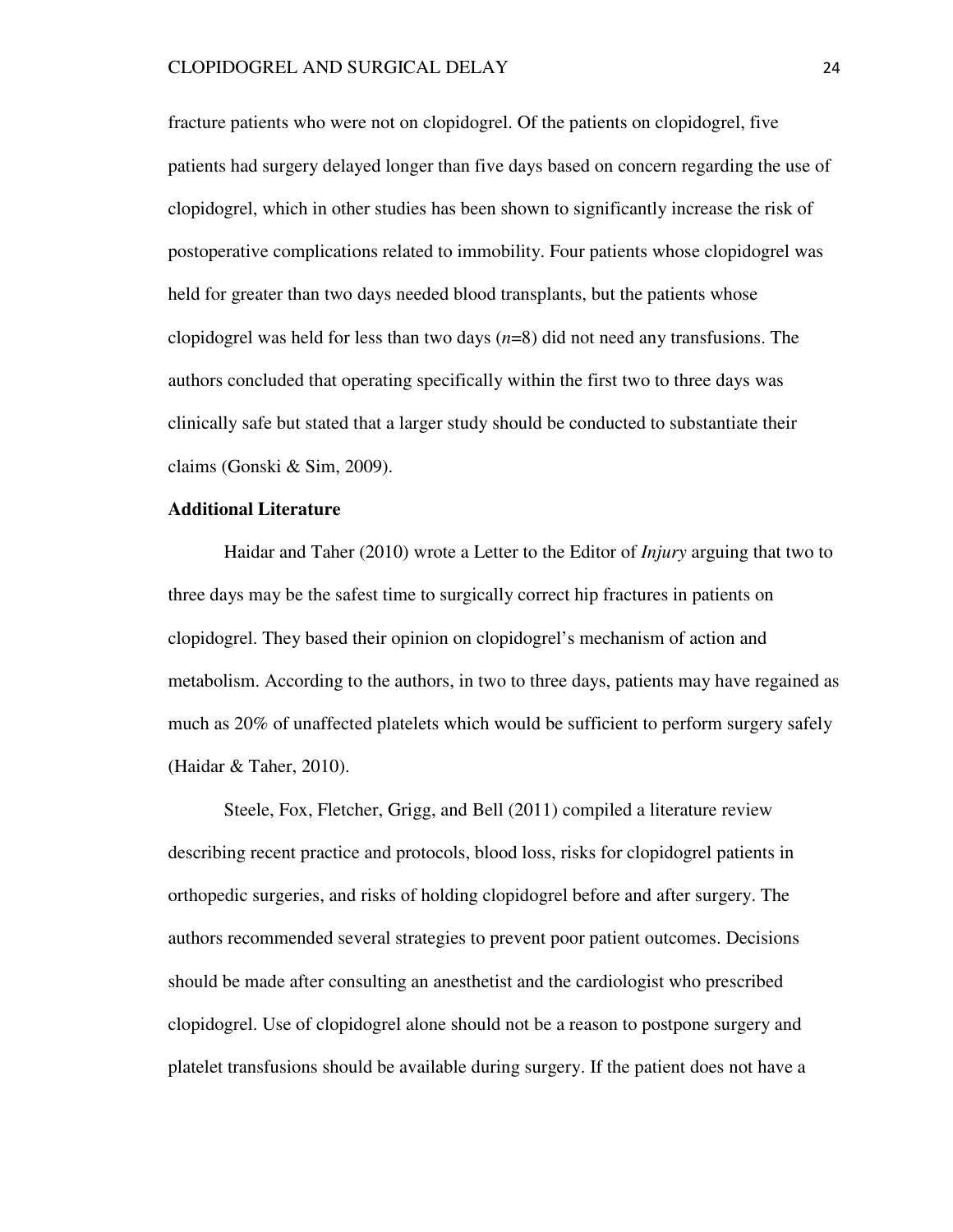fracture patients who were not on clopidogrel. Of the patients on clopidogrel, five patients had surgery delayed longer than five days based on concern regarding the use of clopidogrel, which in other studies has been shown to significantly increase the risk of postoperative complications related to immobility. Four patients whose clopidogrel was held for greater than two days needed blood transplants, but the patients whose clopidogrel was held for less than two days (*n*=8) did not need any transfusions. The authors concluded that operating specifically within the first two to three days was clinically safe but stated that a larger study should be conducted to substantiate their claims (Gonski & Sim, 2009).

**Additional Literature**

Haidar and Taher (2010) wrote a Letter to the Editor of *Injury* arguing that two to three days may be the safest time to surgically correct hip fractures in patients on clopidogrel. They based their opinion on clopidogrel's mechanism of action and metabolism. According to the authors, in two to three days, patients may have regained as much as 20% of unaffected platelets which would be sufficient to perform surgery safely (Haidar & Taher, 2010).

Steele, Fox, Fletcher, Grigg, and Bell (2011) compiled a literature review describing recent practice and protocols, blood loss, risks for clopidogrel patients in orthopedic surgeries, and risks of holding clopidogrel before and after surgery. The authors recommended several strategies to prevent poor patient outcomes. Decisions should be made after consulting an anesthetist and the cardiologist who prescribed clopidogrel. Use of clopidogrel alone should not be a reason to postpone surgery and platelet transfusions should be available during surgery. If the patient does not have a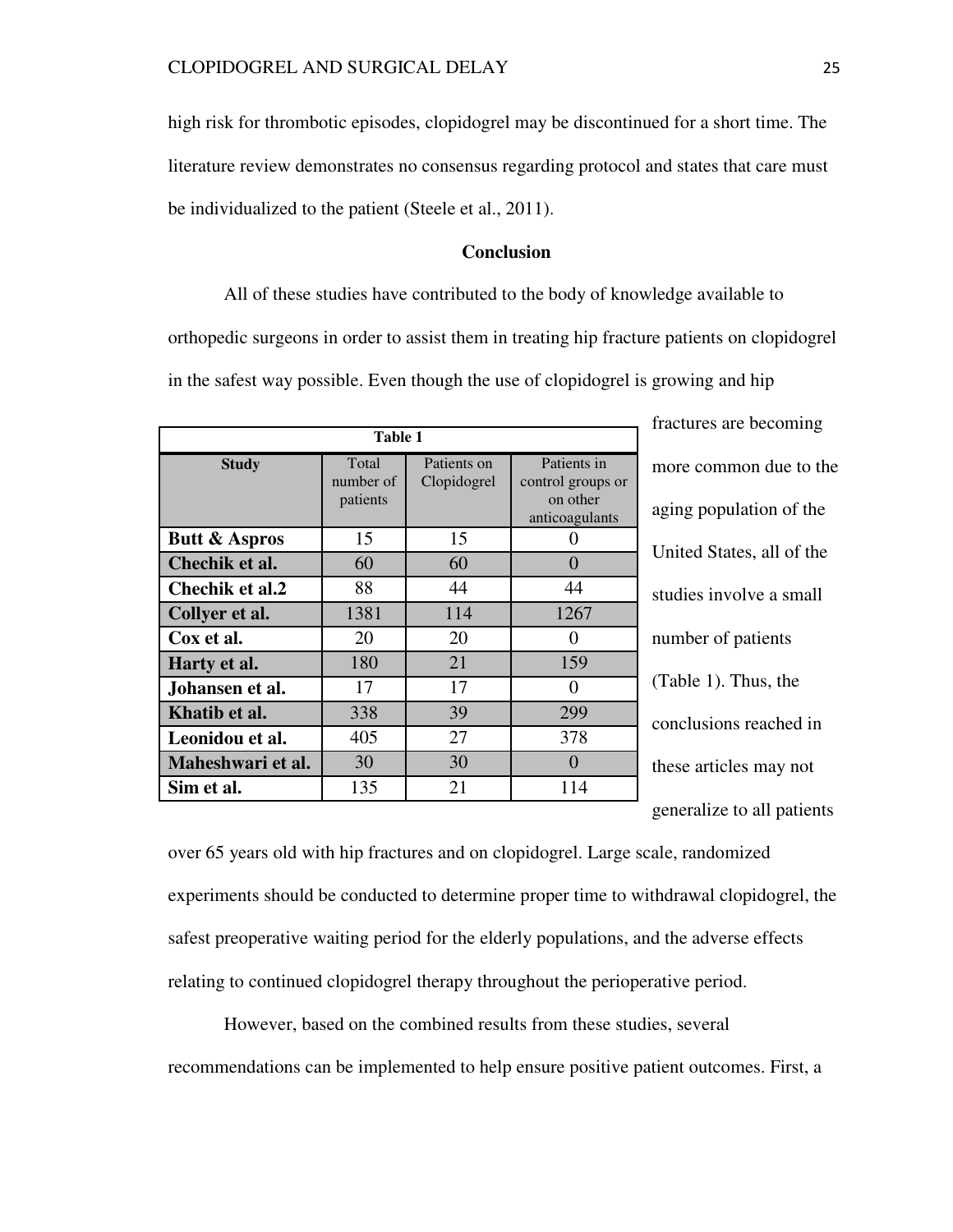high risk for thrombotic episodes, clopidogrel may be discontinued for a short time. The literature review demonstrates no consensus regarding protocol and states that care must be individualized to the patient (Steele et al., 2011).

## Conclusion

All of these studies have contributed to the body of knowledge available to orthopedic surgeons in order to assist them in treating hip fracture patients on clopidogrel in the safest way possible. Even though the use of clopidogrel is growing and hip fractures are becoming more common due to the aging population of the United States, all of the studies involve a small number of patients (Table 1). Thus, the conclusions reached in these articles may not generalize to all patients over 65 years old with hip fractures and on clopidogrel. Large scale, randomized experiments should be conducted to determine proper time to withdrawal clopidogrel, the safest preoperative waiting period for the elderly populations, and the adverse effects relating to continued clopidogrel therapy throughout the perioperative period.

**Table 1**

| Study | Total number of patients | Patients on Clopidogrel | Patients in control groups or on other anticoagulants |
|---|---|---|---|
| **Butt & Aspros** | 15 | 15 | 0 |
| **Chechik et al.** | 60 | 60 | 0 |
| **Chechik et al.2** | 88 | 44 | 44 |
| **Collyer et al.** | 1381 | 114 | 1267 |
| **Cox et al.** | 20 | 20 | 0 |
| **Harty et al.** | 180 | 21 | 159 |
| **Johansen et al.** | 17 | 17 | 0 |
| **Khatib et al.** | 338 | 39 | 299 |
| **Leonidou et al.** | 405 | 27 | 378 |
| **Maheshwari et al.** | 30 | 30 | 0 |
| **Sim et al.** | 135 | 21 | 114 |

However, based on the combined results from these studies, several recommendations can be implemented to help ensure positive patient outcomes. First, a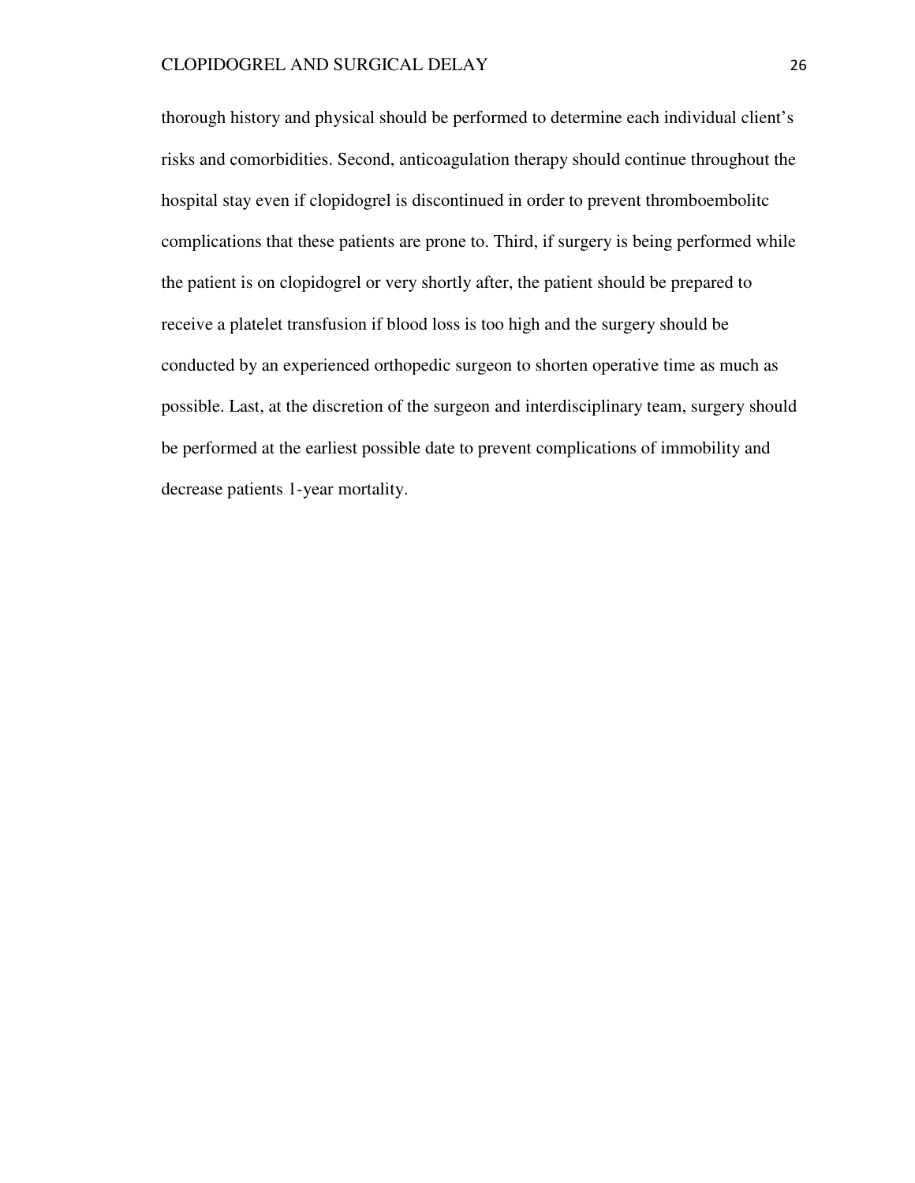thorough history and physical should be performed to determine each individual client's risks and comorbidities. Second, anticoagulation therapy should continue throughout the hospital stay even if clopidogrel is discontinued in order to prevent thromboembolitc complications that these patients are prone to. Third, if surgery is being performed while the patient is on clopidogrel or very shortly after, the patient should be prepared to receive a platelet transfusion if blood loss is too high and the surgery should be conducted by an experienced orthopedic surgeon to shorten operative time as much as possible. Last, at the discretion of the surgeon and interdisciplinary team, surgery should be performed at the earliest possible date to prevent complications of immobility and decrease patients 1-year mortality.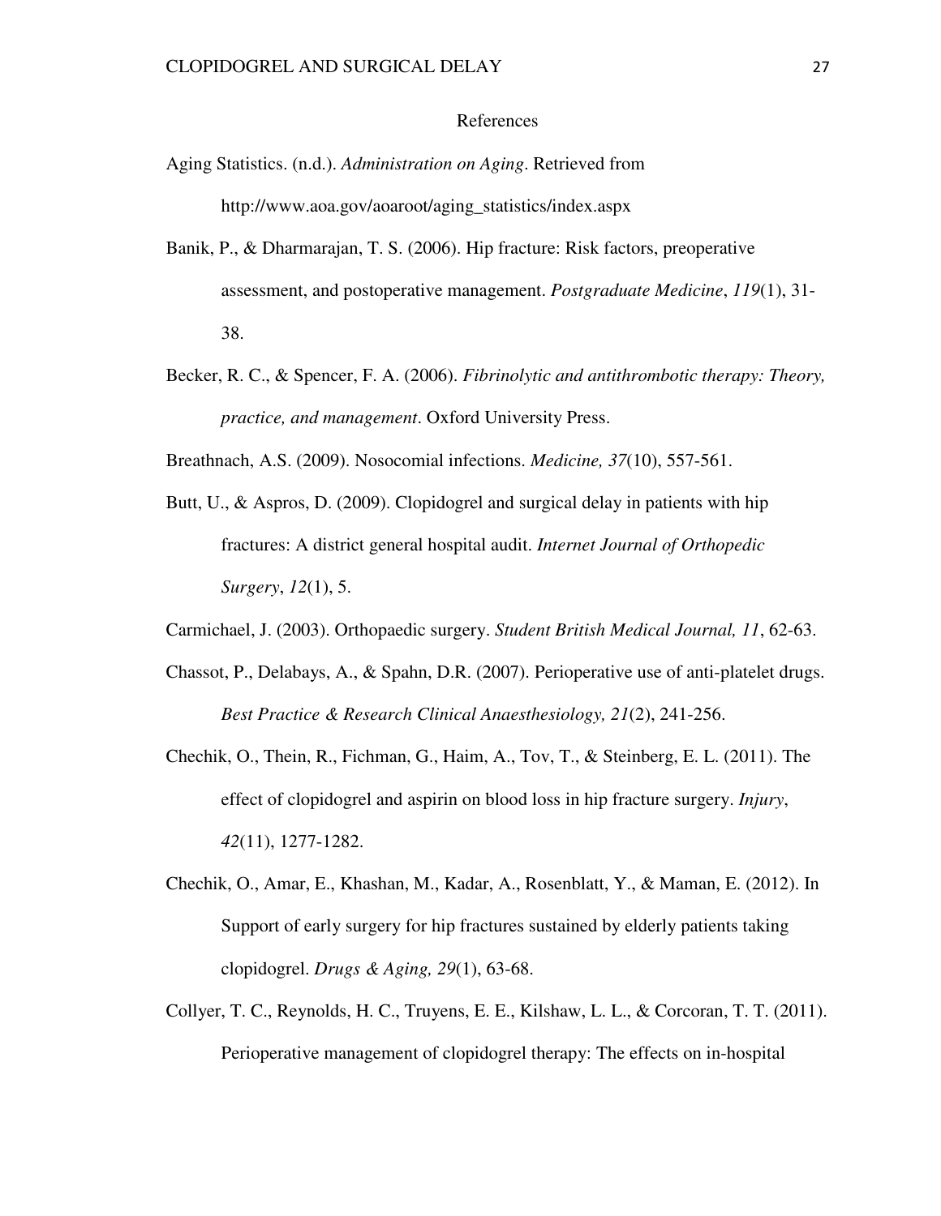# References

Aging Statistics. (n.d.). *Administration on Aging*. Retrieved from http://www.aoa.gov/aoaroot/aging_statistics/index.aspx

Banik, P., & Dharmarajan, T. S. (2006). Hip fracture: Risk factors, preoperative assessment, and postoperative management. *Postgraduate Medicine*, *119*(1), 31-38.

Becker, R. C., & Spencer, F. A. (2006). *Fibrinolytic and antithrombotic therapy: Theory, practice, and management*. Oxford University Press.

Breathnach, A.S. (2009). Nosocomial infections. *Medicine, 37*(10), 557-561.

Butt, U., & Aspros, D. (2009). Clopidogrel and surgical delay in patients with hip fractures: A district general hospital audit. *Internet Journal of Orthopedic Surgery*, *12*(1), 5.

Carmichael, J. (2003). Orthopaedic surgery. *Student British Medical Journal, 11*, 62-63.

Chassot, P., Delabays, A., & Spahn, D.R. (2007). Perioperative use of anti-platelet drugs. *Best Practice & Research Clinical Anaesthesiology, 21*(2), 241-256.

Chechik, O., Thein, R., Fichman, G., Haim, A., Tov, T., & Steinberg, E. L. (2011). The effect of clopidogrel and aspirin on blood loss in hip fracture surgery. *Injury*, *42*(11), 1277-1282.

Chechik, O., Amar, E., Khashan, M., Kadar, A., Rosenblatt, Y., & Maman, E. (2012). In Support of early surgery for hip fractures sustained by elderly patients taking clopidogrel. *Drugs & Aging, 29*(1), 63-68.

Collyer, T. C., Reynolds, H. C., Truyens, E. E., Kilshaw, L. L., & Corcoran, T. T. (2011). Perioperative management of clopidogrel therapy: The effects on in-hospital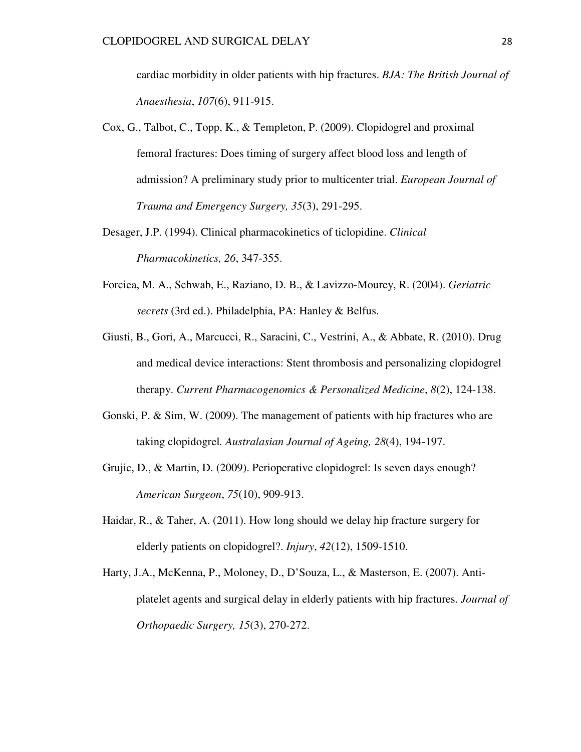cardiac morbidity in older patients with hip fractures. *BJA: The British Journal of Anaesthesia*, *107*(6), 911-915.

Cox, G., Talbot, C., Topp, K., & Templeton, P. (2009). Clopidogrel and proximal femoral fractures: Does timing of surgery affect blood loss and length of admission? A preliminary study prior to multicenter trial. *European Journal of Trauma and Emergency Surgery, 35*(3), 291-295.

Desager, J.P. (1994). Clinical pharmacokinetics of ticlopidine. *Clinical Pharmacokinetics, 26*, 347-355.

Forciea, M. A., Schwab, E., Raziano, D. B., & Lavizzo-Mourey, R. (2004). *Geriatric secrets* (3rd ed.). Philadelphia, PA: Hanley & Belfus.

Giusti, B., Gori, A., Marcucci, R., Saracini, C., Vestrini, A., & Abbate, R. (2010). Drug and medical device interactions: Stent thrombosis and personalizing clopidogrel therapy. *Current Pharmacogenomics & Personalized Medicine*, *8*(2), 124-138.

Gonski, P. & Sim, W. (2009). The management of patients with hip fractures who are taking clopidogrel*. Australasian Journal of Ageing, 28*(4), 194-197.

Grujic, D., & Martin, D. (2009). Perioperative clopidogrel: Is seven days enough? *American Surgeon*, *75*(10), 909-913.

Haidar, R., & Taher, A. (2011). How long should we delay hip fracture surgery for elderly patients on clopidogrel?. *Injury*, *42*(12), 1509-1510.

Harty, J.A., McKenna, P., Moloney, D., D'Souza, L., & Masterson, E. (2007). Anti-platelet agents and surgical delay in elderly patients with hip fractures. *Journal of Orthopaedic Surgery, 15*(3), 270-272.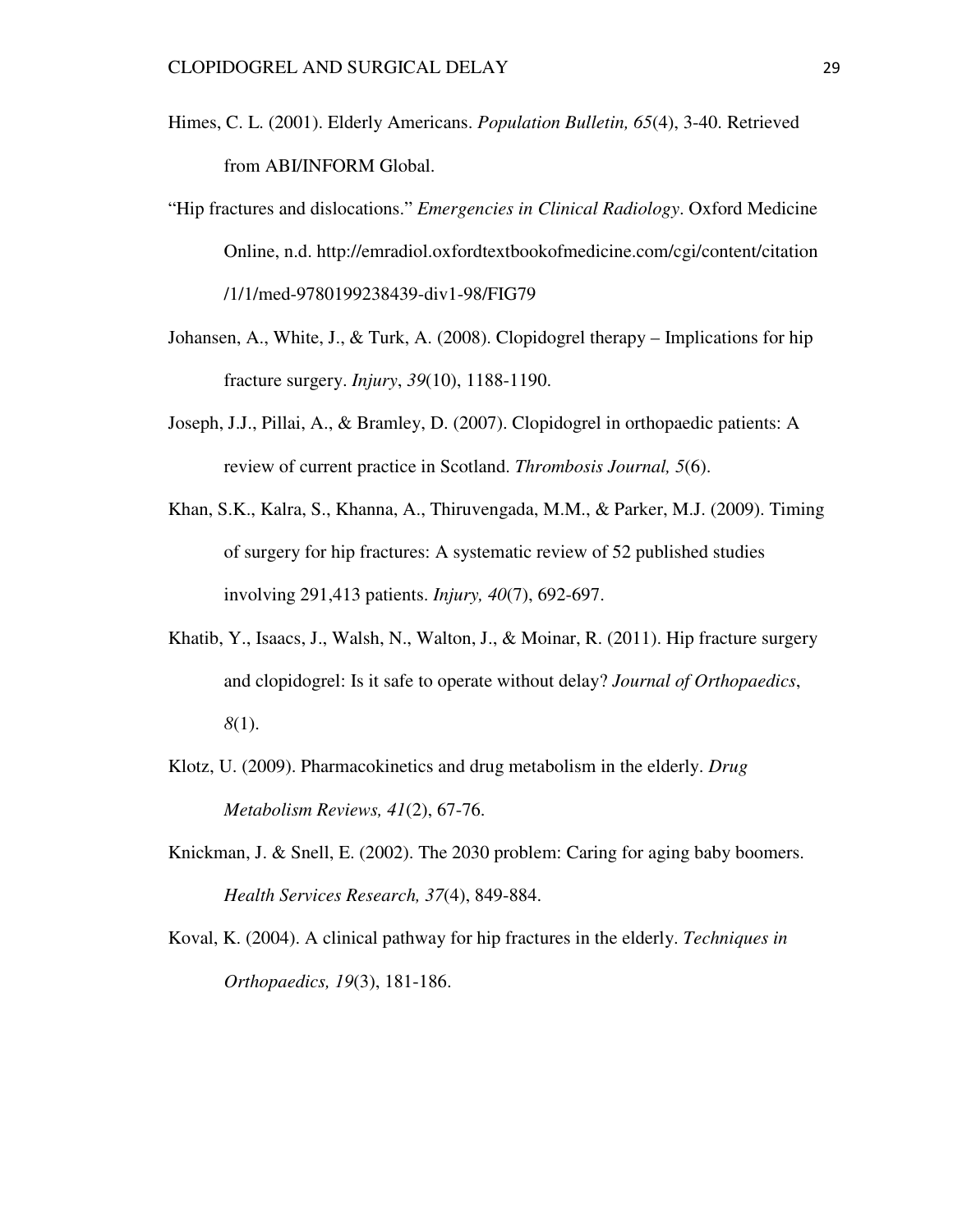Himes, C. L. (2001). Elderly Americans. *Population Bulletin, 65*(4), 3-40. Retrieved from ABI/INFORM Global.

"Hip fractures and dislocations." *Emergencies in Clinical Radiology*. Oxford Medicine Online, n.d. http://emradiol.oxfordtextbookofmedicine.com/cgi/content/citation/1/1/med-9780199238439-div1-98/FIG79

Johansen, A., White, J., & Turk, A. (2008). Clopidogrel therapy – Implications for hip fracture surgery. *Injury*, *39*(10), 1188-1190.

Joseph, J.J., Pillai, A., & Bramley, D. (2007). Clopidogrel in orthopaedic patients: A review of current practice in Scotland. *Thrombosis Journal, 5*(6).

Khan, S.K., Kalra, S., Khanna, A., Thiruvengada, M.M., & Parker, M.J. (2009). Timing of surgery for hip fractures: A systematic review of 52 published studies involving 291,413 patients. *Injury, 40*(7), 692-697.

Khatib, Y., Isaacs, J., Walsh, N., Walton, J., & Moinar, R. (2011). Hip fracture surgery and clopidogrel: Is it safe to operate without delay? *Journal of Orthopaedics*, *8*(1).

Klotz, U. (2009). Pharmacokinetics and drug metabolism in the elderly. *Drug Metabolism Reviews, 41*(2), 67-76.

Knickman, J. & Snell, E. (2002). The 2030 problem: Caring for aging baby boomers. *Health Services Research, 37*(4), 849-884.

Koval, K. (2004). A clinical pathway for hip fractures in the elderly. *Techniques in Orthopaedics, 19*(3), 181-186.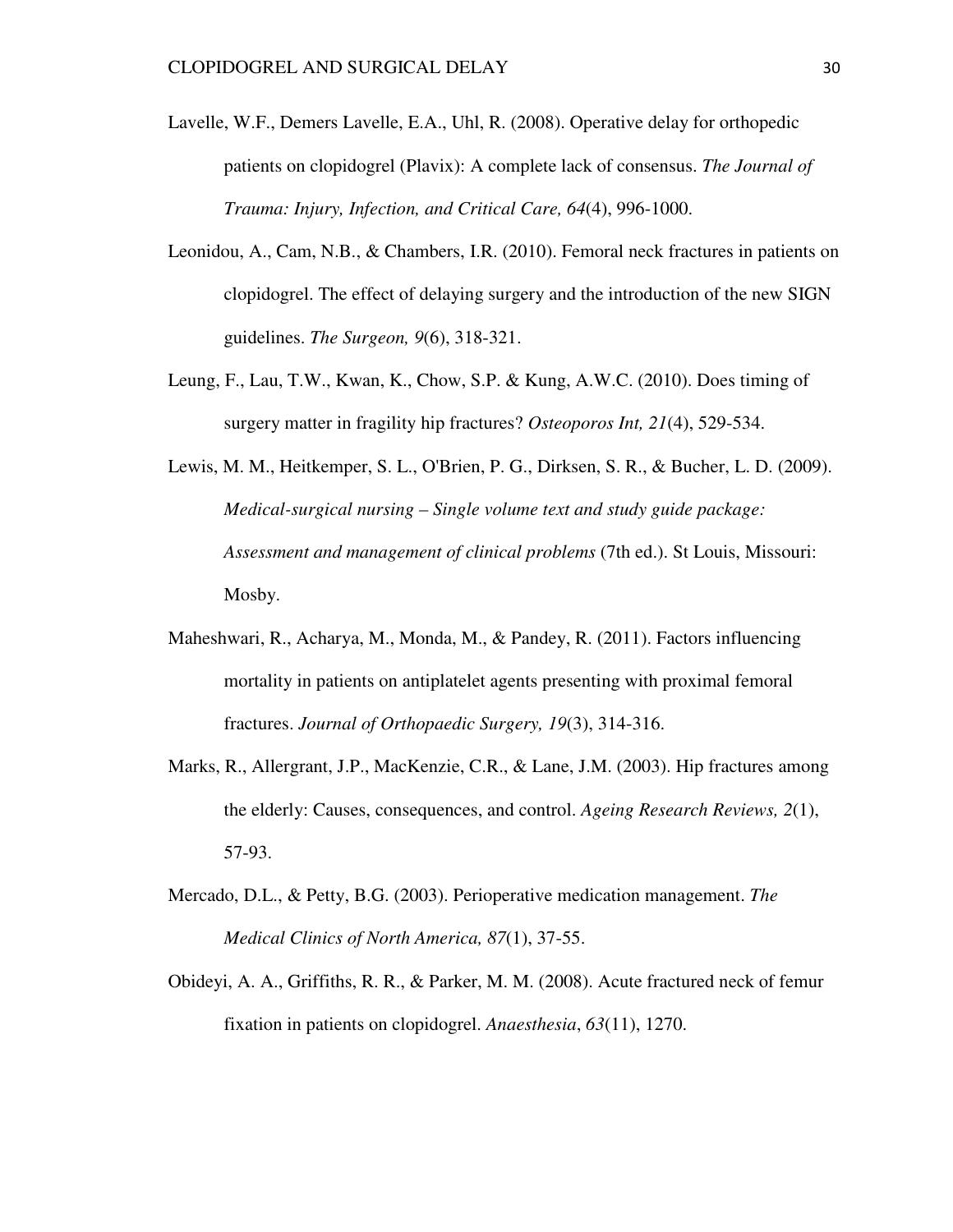Lavelle, W.F., Demers Lavelle, E.A., Uhl, R. (2008). Operative delay for orthopedic patients on clopidogrel (Plavix): A complete lack of consensus. *The Journal of Trauma: Injury, Infection, and Critical Care, 64*(4), 996-1000.

Leonidou, A., Cam, N.B., & Chambers, I.R. (2010). Femoral neck fractures in patients on clopidogrel. The effect of delaying surgery and the introduction of the new SIGN guidelines. *The Surgeon, 9*(6), 318-321.

Leung, F., Lau, T.W., Kwan, K., Chow, S.P. & Kung, A.W.C. (2010). Does timing of surgery matter in fragility hip fractures? *Osteoporos Int, 21*(4), 529-534.

Lewis, M. M., Heitkemper, S. L., O'Brien, P. G., Dirksen, S. R., & Bucher, L. D. (2009). *Medical-surgical nursing – Single volume text and study guide package: Assessment and management of clinical problems* (7th ed.). St Louis, Missouri: Mosby.

Maheshwari, R., Acharya, M., Monda, M., & Pandey, R. (2011). Factors influencing mortality in patients on antiplatelet agents presenting with proximal femoral fractures. *Journal of Orthopaedic Surgery, 19*(3), 314-316.

Marks, R., Allergrant, J.P., MacKenzie, C.R., & Lane, J.M. (2003). Hip fractures among the elderly: Causes, consequences, and control. *Ageing Research Reviews, 2*(1), 57-93.

Mercado, D.L., & Petty, B.G. (2003). Perioperative medication management. *The Medical Clinics of North America, 87*(1), 37-55.

Obideyi, A. A., Griffiths, R. R., & Parker, M. M. (2008). Acute fractured neck of femur fixation in patients on clopidogrel. *Anaesthesia*, *63*(11), 1270.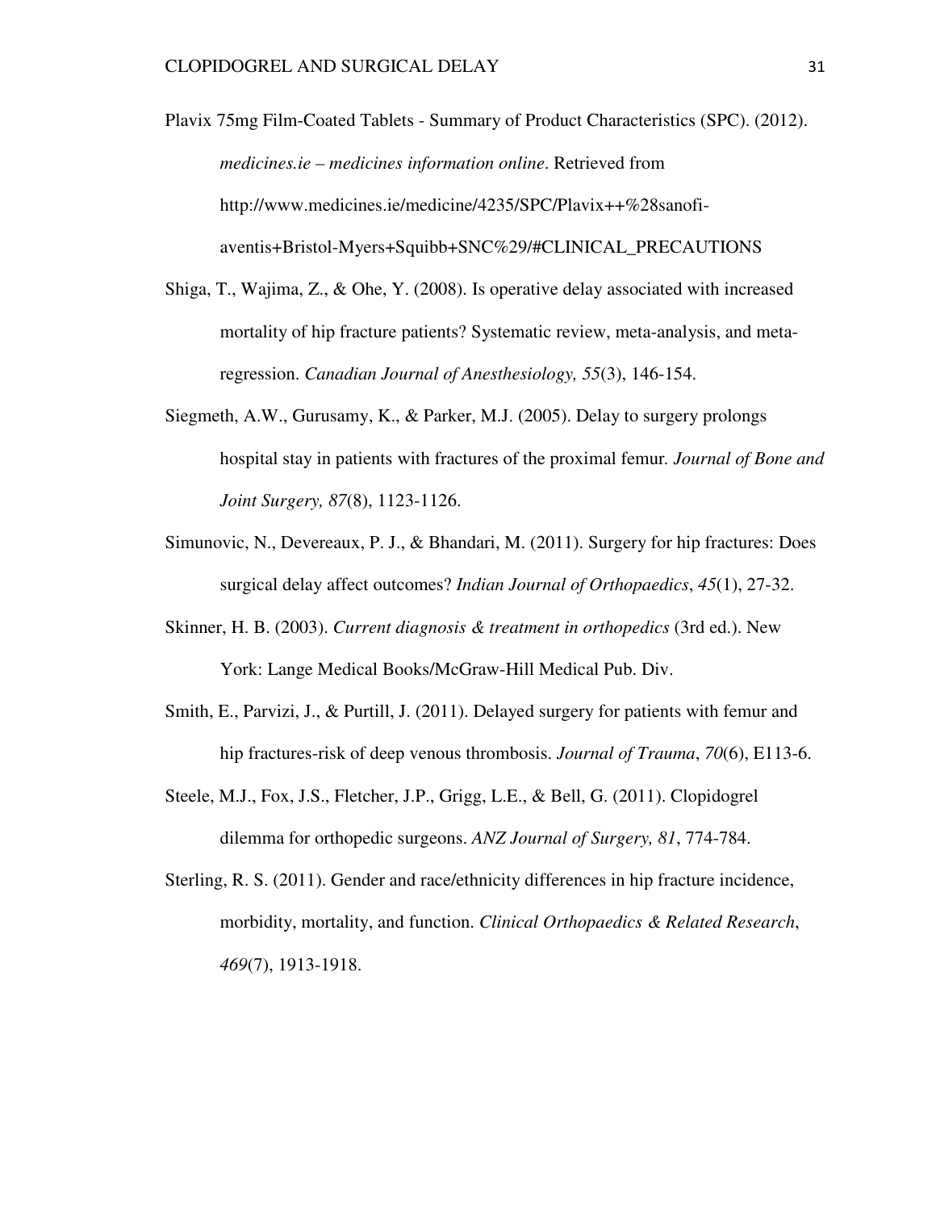Plavix 75mg Film-Coated Tablets - Summary of Product Characteristics (SPC). (2012). *medicines.ie – medicines information online*. Retrieved from http://www.medicines.ie/medicine/4235/SPC/Plavix++%28sanofi-aventis+Bristol-Myers+Squibb+SNC%29/#CLINICAL_PRECAUTIONS

Shiga, T., Wajima, Z., & Ohe, Y. (2008). Is operative delay associated with increased mortality of hip fracture patients? Systematic review, meta-analysis, and meta-regression. *Canadian Journal of Anesthesiology, 55*(3), 146-154.

Siegmeth, A.W., Gurusamy, K., & Parker, M.J. (2005). Delay to surgery prolongs hospital stay in patients with fractures of the proximal femur. *Journal of Bone and Joint Surgery, 87*(8), 1123-1126.

Simunovic, N., Devereaux, P. J., & Bhandari, M. (2011). Surgery for hip fractures: Does surgical delay affect outcomes? *Indian Journal of Orthopaedics*, *45*(1), 27-32.

Skinner, H. B. (2003). *Current diagnosis & treatment in orthopedics* (3rd ed.). New York: Lange Medical Books/McGraw-Hill Medical Pub. Div.

Smith, E., Parvizi, J., & Purtill, J. (2011). Delayed surgery for patients with femur and hip fractures-risk of deep venous thrombosis. *Journal of Trauma*, *70*(6), E113-6.

Steele, M.J., Fox, J.S., Fletcher, J.P., Grigg, L.E., & Bell, G. (2011). Clopidogrel dilemma for orthopedic surgeons. *ANZ Journal of Surgery, 81*, 774-784.

Sterling, R. S. (2011). Gender and race/ethnicity differences in hip fracture incidence, morbidity, mortality, and function. *Clinical Orthopaedics & Related Research*, *469*(7), 1913-1918.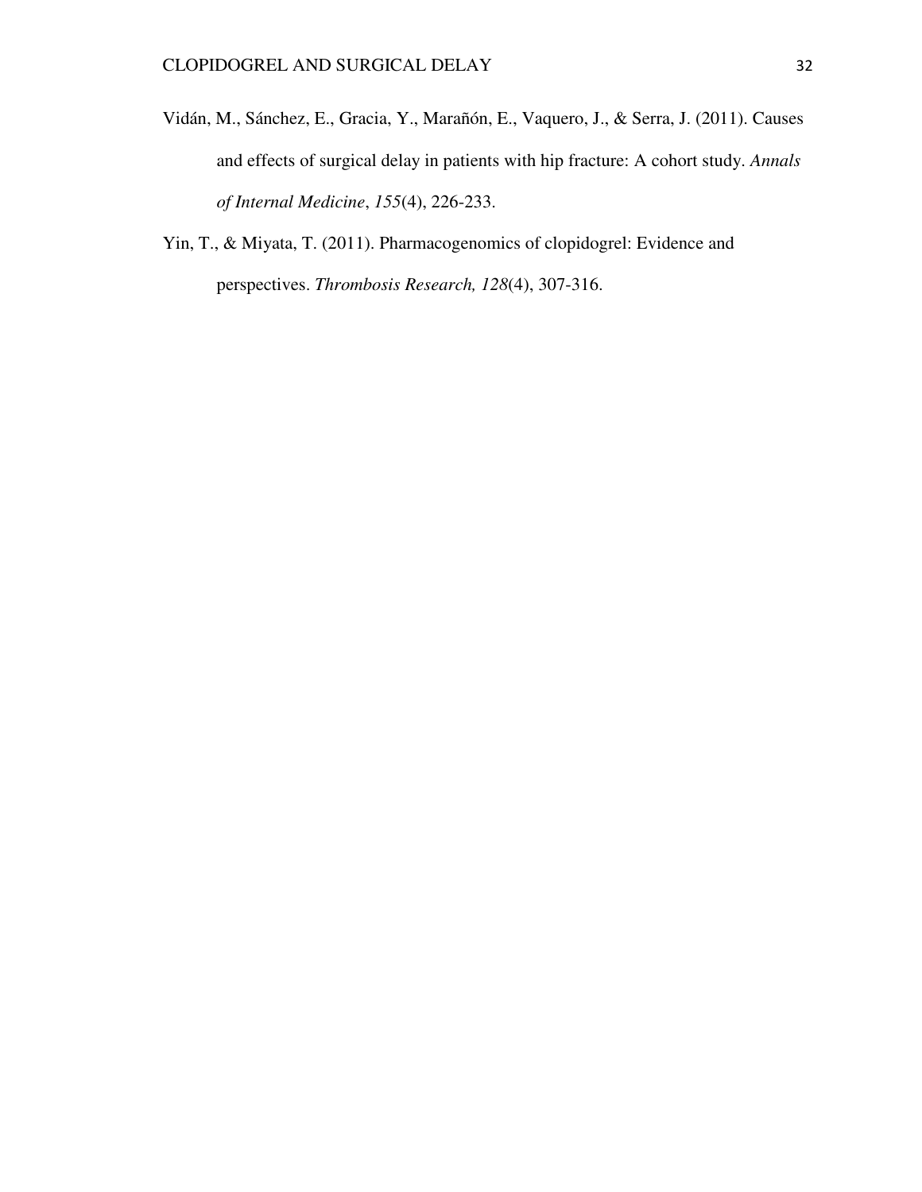Vidán, M., Sánchez, E., Gracia, Y., Marañón, E., Vaquero, J., & Serra, J. (2011). Causes and effects of surgical delay in patients with hip fracture: A cohort study. *Annals of Internal Medicine*, *155*(4), 226-233.

Yin, T., & Miyata, T. (2011). Pharmacogenomics of clopidogrel: Evidence and perspectives. *Thrombosis Research, 128*(4), 307-316.